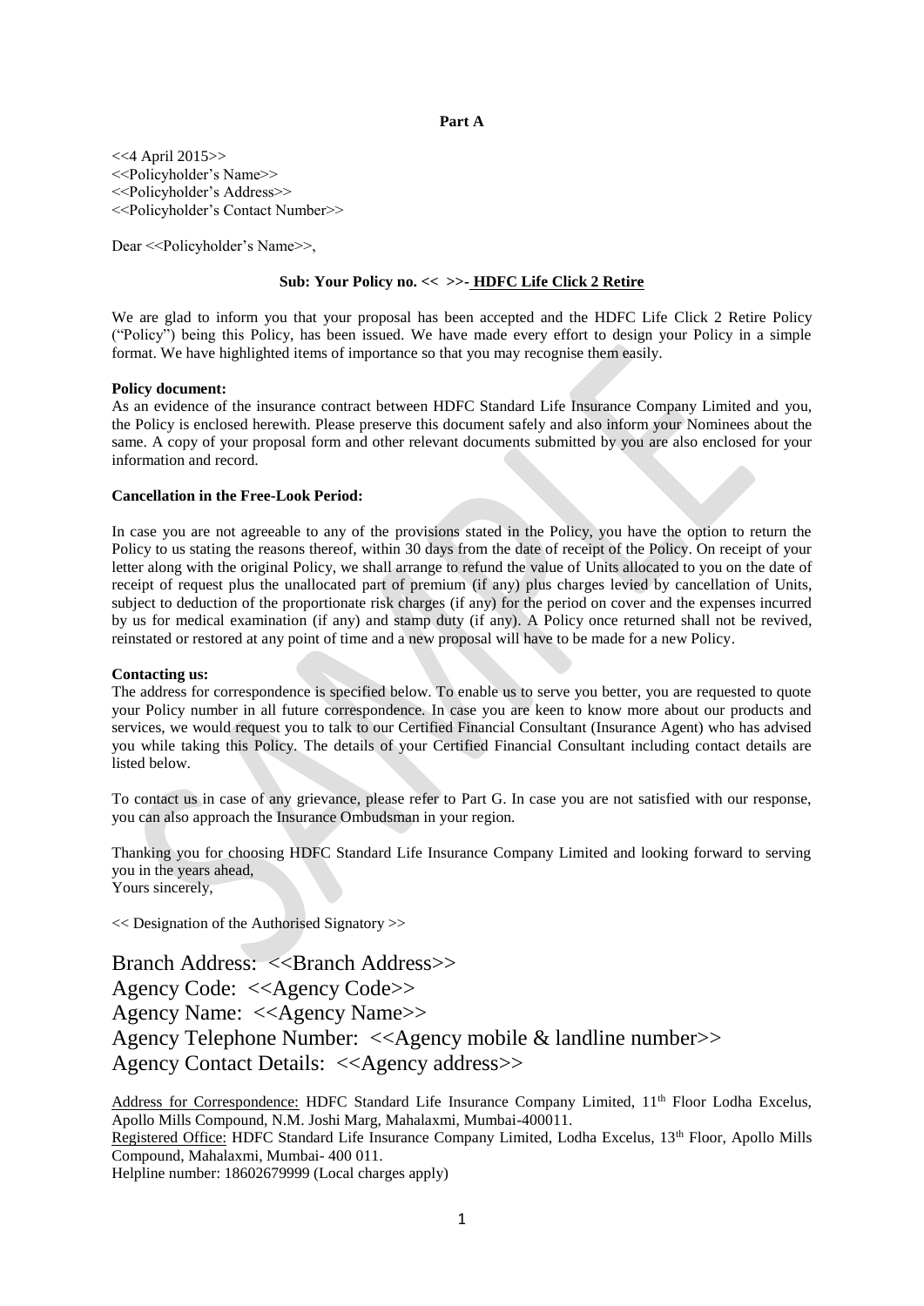**Part A**

<<4 April 2015>>
<<Policyholder's Name>>
<<Policyholder's Address>>
<<Policyholder's Contact Number>>

Dear <<Policyholder's Name>>,

**Sub: Your Policy no. << >>- HDFC Life Click 2 Retire**

We are glad to inform you that your proposal has been accepted and the HDFC Life Click 2 Retire Policy ("Policy") being this Policy, has been issued. We have made every effort to design your Policy in a simple format. We have highlighted items of importance so that you may recognise them easily.

**Policy document:**
As an evidence of the insurance contract between HDFC Standard Life Insurance Company Limited and you, the Policy is enclosed herewith. Please preserve this document safely and also inform your Nominees about the same. A copy of your proposal form and other relevant documents submitted by you are also enclosed for your information and record.

**Cancellation in the Free-Look Period:**

In case you are not agreeable to any of the provisions stated in the Policy, you have the option to return the Policy to us stating the reasons thereof, within 30 days from the date of receipt of the Policy. On receipt of your letter along with the original Policy, we shall arrange to refund the value of Units allocated to you on the date of receipt of request plus the unallocated part of premium (if any) plus charges levied by cancellation of Units, subject to deduction of the proportionate risk charges (if any) for the period on cover and the expenses incurred by us for medical examination (if any) and stamp duty (if any). A Policy once returned shall not be revived, reinstated or restored at any point of time and a new proposal will have to be made for a new Policy.

**Contacting us:**
The address for correspondence is specified below. To enable us to serve you better, you are requested to quote your Policy number in all future correspondence. In case you are keen to know more about our products and services, we would request you to talk to our Certified Financial Consultant (Insurance Agent) who has advised you while taking this Policy. The details of your Certified Financial Consultant including contact details are listed below.

To contact us in case of any grievance, please refer to Part G. In case you are not satisfied with our response, you can also approach the Insurance Ombudsman in your region.

Thanking you for choosing HDFC Standard Life Insurance Company Limited and looking forward to serving you in the years ahead,
Yours sincerely,

<< Designation of the Authorised Signatory >>

Branch Address: <<Branch Address>>
Agency Code: <<Agency Code>>
Agency Name: <<Agency Name>>
Agency Telephone Number: <<Agency mobile & landline number>>
Agency Contact Details: <<Agency address>>

Address for Correspondence: HDFC Standard Life Insurance Company Limited, 11th Floor Lodha Excelus, Apollo Mills Compound, N.M. Joshi Marg, Mahalaxmi, Mumbai-400011.
Registered Office: HDFC Standard Life Insurance Company Limited, Lodha Excelus, 13th Floor, Apollo Mills Compound, Mahalaxmi, Mumbai- 400 011.
Helpline number: 18602679999 (Local charges apply)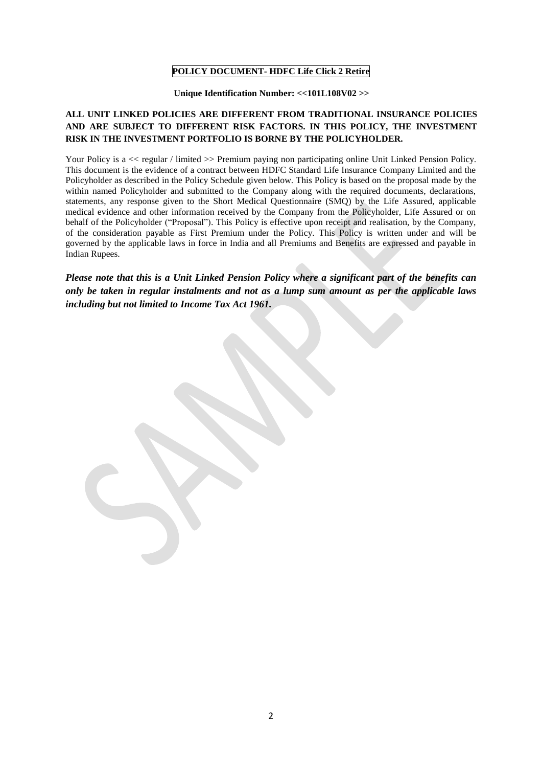**POLICY DOCUMENT- HDFC Life Click 2 Retire**

**Unique Identification Number: <<101L108V02 >>**

**ALL UNIT LINKED POLICIES ARE DIFFERENT FROM TRADITIONAL INSURANCE POLICIES AND ARE SUBJECT TO DIFFERENT RISK FACTORS. IN THIS POLICY, THE INVESTMENT RISK IN THE INVESTMENT PORTFOLIO IS BORNE BY THE POLICYHOLDER.**

Your Policy is a << regular / limited >> Premium paying non participating online Unit Linked Pension Policy. This document is the evidence of a contract between HDFC Standard Life Insurance Company Limited and the Policyholder as described in the Policy Schedule given below. This Policy is based on the proposal made by the within named Policyholder and submitted to the Company along with the required documents, declarations, statements, any response given to the Short Medical Questionnaire (SMQ) by the Life Assured, applicable medical evidence and other information received by the Company from the Policyholder, Life Assured or on behalf of the Policyholder ("Proposal"). This Policy is effective upon receipt and realisation, by the Company, of the consideration payable as First Premium under the Policy. This Policy is written under and will be governed by the applicable laws in force in India and all Premiums and Benefits are expressed and payable in Indian Rupees.

***Please note that this is a Unit Linked Pension Policy where a significant part of the benefits can only be taken in regular instalments and not as a lump sum amount as per the applicable laws including but not limited to Income Tax Act 1961.***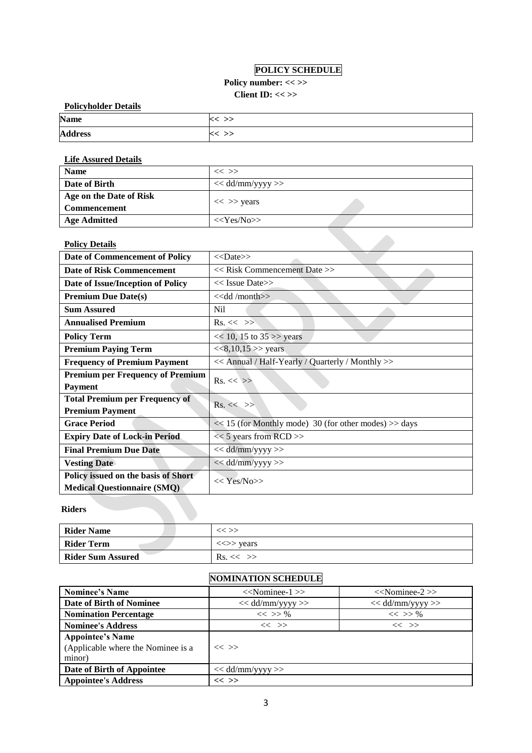# POLICY SCHEDULE

**Policy number: << >>**

**Client ID: << >>**

**Policyholder Details**

| | |
|---|---|
| **Name** | << >> |
| **Address** | << >> |

**Life Assured Details**

| | |
|---|---|
| **Name** | << >> |
| **Date of Birth** | << dd/mm/yyyy >> |
| **Age on the Date of Risk Commencement** | << >> years |
| **Age Admitted** | <<Yes/No>> |

**Policy Details**

| | |
|---|---|
| **Date of Commencement of Policy** | <<Date>> |
| **Date of Risk Commencement** | << Risk Commencement Date >> |
| **Date of Issue/Inception of Policy** | << Issue Date>> |
| **Premium Due Date(s)** | <<dd /month>> |
| **Sum Assured** | Nil |
| **Annualised Premium** | Rs. << >> |
| **Policy Term** | << 10, 15 to 35 >> years |
| **Premium Paying Term** | <<8,10,15 >> years |
| **Frequency of Premium Payment** | << Annual / Half-Yearly / Quarterly / Monthly >> |
| **Premium per Frequency of Premium Payment** | Rs. << >> |
| **Total Premium per Frequency of Premium Payment** | Rs. << >> |
| **Grace Period** | << 15 (for Monthly mode) 30 (for other modes) >> days |
| **Expiry Date of Lock-in Period** | << 5 years from RCD >> |
| **Final Premium Due Date** | << dd/mm/yyyy >> |
| **Vesting Date** | << dd/mm/yyyy >> |
| **Policy issued on the basis of Short Medical Questionnaire (SMQ)** | << Yes/No>> |

**Riders**

| | |
|---|---|
| **Rider Name** | << >> |
| **Rider Term** | <<>> years |
| **Rider Sum Assured** | Rs. << >> |

# NOMINATION SCHEDULE

| | | |
|---|---|---|
| **Nominee's Name** | <<Nominee-1 >> | <<Nominee-2 >> |
| **Date of Birth of Nominee** | << dd/mm/yyyy >> | << dd/mm/yyyy >> |
| **Nomination Percentage** | << >> % | << >> % |
| **Nominee's Address** | << >> | << >> |
| **Appointee's Name** (Applicable where the Nominee is a minor) | << >> | |
| **Date of Birth of Appointee** | << dd/mm/yyyy >> | |
| **Appointee's Address** | << >> | |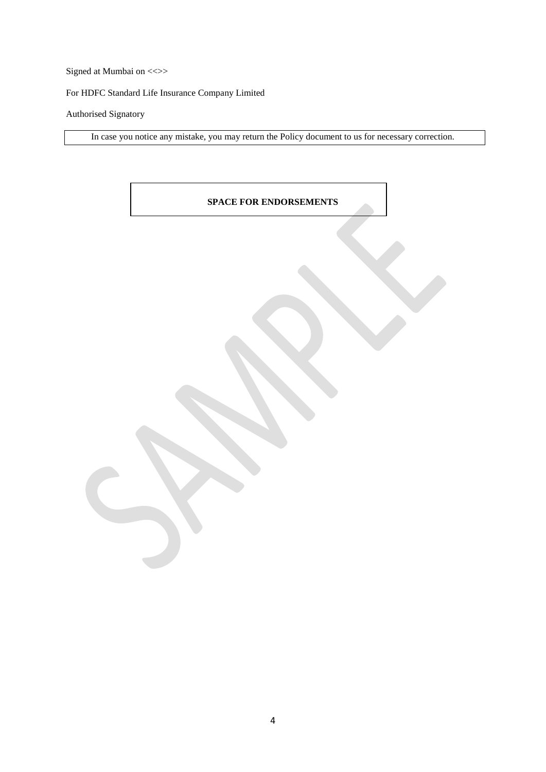Signed at Mumbai on <<>>

For HDFC Standard Life Insurance Company Limited

Authorised Signatory

| In case you notice any mistake, you may return the Policy document to us for necessary correction. |
|---|

| **SPACE FOR ENDORSEMENTS** |
|---|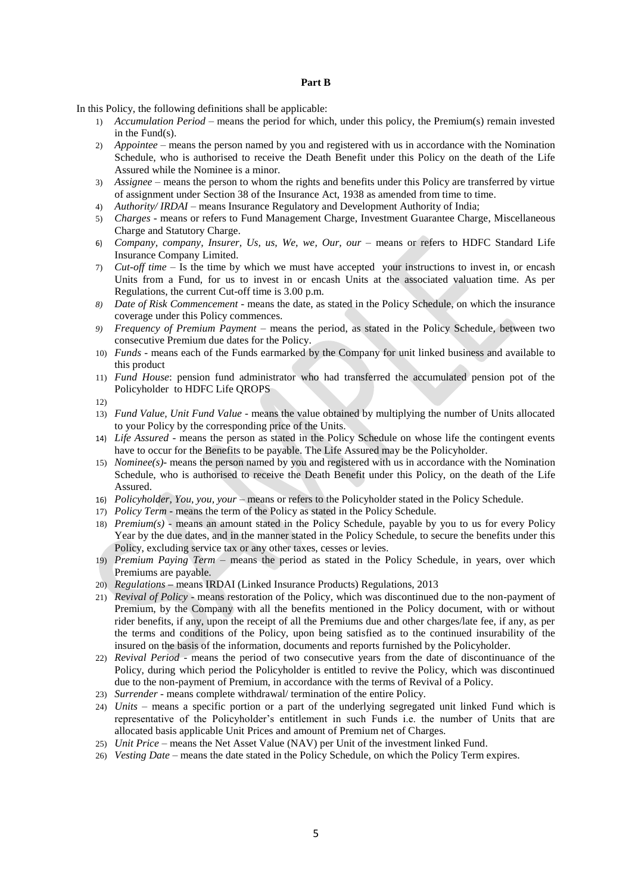**Part B**

In this Policy, the following definitions shall be applicable:

1) *Accumulation Period* – means the period for which, under this policy, the Premium(s) remain invested in the Fund(s).
2) *Appointee* – means the person named by you and registered with us in accordance with the Nomination Schedule, who is authorised to receive the Death Benefit under this Policy on the death of the Life Assured while the Nominee is a minor.
3) *Assignee* – means the person to whom the rights and benefits under this Policy are transferred by virtue of assignment under Section 38 of the Insurance Act, 1938 as amended from time to time.
4) *Authority/ IRDAI* – means Insurance Regulatory and Development Authority of India;
5) *Charges* - means or refers to Fund Management Charge, Investment Guarantee Charge, Miscellaneous Charge and Statutory Charge.
6) *Company, company, Insurer, Us, us, We, we, Our, our* – means or refers to HDFC Standard Life Insurance Company Limited.
7) *Cut-off time* – Is the time by which we must have accepted your instructions to invest in, or encash Units from a Fund, for us to invest in or encash Units at the associated valuation time. As per Regulations, the current Cut-off time is 3.00 p.m.
8) *Date of Risk Commencement* - means the date, as stated in the Policy Schedule, on which the insurance coverage under this Policy commences.
9) *Frequency of Premium Payment* – means the period, as stated in the Policy Schedule, between two consecutive Premium due dates for the Policy.
10) *Funds* - means each of the Funds earmarked by the Company for unit linked business and available to this product
11) *Fund House*: pension fund administrator who had transferred the accumulated pension pot of the Policyholder to HDFC Life QROPS
12) 
13) *Fund Value, Unit Fund Value* - means the value obtained by multiplying the number of Units allocated to your Policy by the corresponding price of the Units.
14) *Life Assured* - means the person as stated in the Policy Schedule on whose life the contingent events have to occur for the Benefits to be payable. The Life Assured may be the Policyholder.
15) *Nominee(s)*- means the person named by you and registered with us in accordance with the Nomination Schedule, who is authorised to receive the Death Benefit under this Policy, on the death of the Life Assured.
16) *Policyholder, You, you, your* – means or refers to the Policyholder stated in the Policy Schedule.
17) *Policy Term* - means the term of the Policy as stated in the Policy Schedule.
18) *Premium(s)* - means an amount stated in the Policy Schedule, payable by you to us for every Policy Year by the due dates, and in the manner stated in the Policy Schedule, to secure the benefits under this Policy, excluding service tax or any other taxes, cesses or levies.
19) *Premium Paying Term* – means the period as stated in the Policy Schedule, in years, over which Premiums are payable.
20) *Regulations* – means IRDAI (Linked Insurance Products) Regulations, 2013
21) *Revival of Policy* - means restoration of the Policy, which was discontinued due to the non-payment of Premium, by the Company with all the benefits mentioned in the Policy document, with or without rider benefits, if any, upon the receipt of all the Premiums due and other charges/late fee, if any, as per the terms and conditions of the Policy, upon being satisfied as to the continued insurability of the insured on the basis of the information, documents and reports furnished by the Policyholder.
22) *Revival Period* - means the period of two consecutive years from the date of discontinuance of the Policy, during which period the Policyholder is entitled to revive the Policy, which was discontinued due to the non-payment of Premium, in accordance with the terms of Revival of a Policy.
23) *Surrender* - means complete withdrawal/ termination of the entire Policy.
24) *Units* – means a specific portion or a part of the underlying segregated unit linked Fund which is representative of the Policyholder's entitlement in such Funds i.e. the number of Units that are allocated basis applicable Unit Prices and amount of Premium net of Charges.
25) *Unit Price* – means the Net Asset Value (NAV) per Unit of the investment linked Fund.
26) *Vesting Date* – means the date stated in the Policy Schedule, on which the Policy Term expires.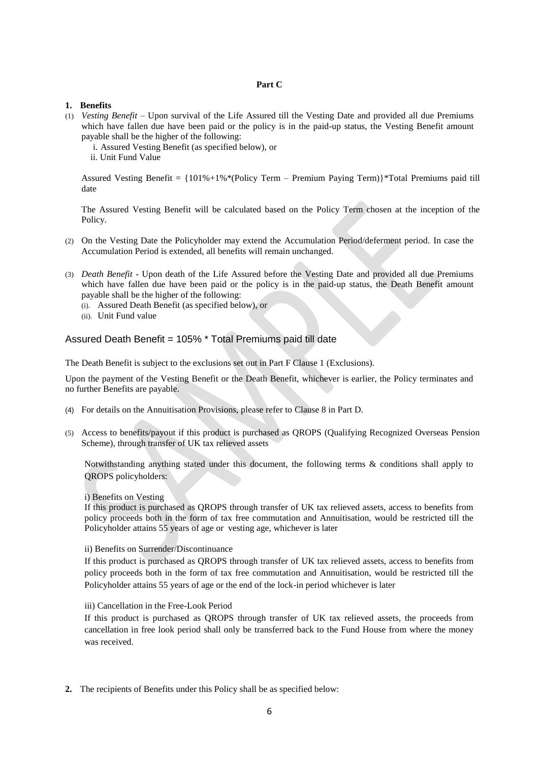**Part C**

**1. Benefits**

(1) *Vesting Benefit* – Upon survival of the Life Assured till the Vesting Date and provided all due Premiums which have fallen due have been paid or the policy is in the paid-up status, the Vesting Benefit amount payable shall be the higher of the following:

   i. Assured Vesting Benefit (as specified below), or
   ii. Unit Fund Value

   Assured Vesting Benefit = {101%+1%*(Policy Term – Premium Paying Term)}*Total Premiums paid till date

   The Assured Vesting Benefit will be calculated based on the Policy Term chosen at the inception of the Policy.

(2) On the Vesting Date the Policyholder may extend the Accumulation Period/deferment period. In case the Accumulation Period is extended, all benefits will remain unchanged.

(3) *Death Benefit* - Upon death of the Life Assured before the Vesting Date and provided all due Premiums which have fallen due have been paid or the policy is in the paid-up status, the Death Benefit amount payable shall be the higher of the following:

   (i). Assured Death Benefit (as specified below), or
   (ii). Unit Fund value

Assured Death Benefit = 105% * Total Premiums paid till date

The Death Benefit is subject to the exclusions set out in Part F Clause 1 (Exclusions).

Upon the payment of the Vesting Benefit or the Death Benefit, whichever is earlier, the Policy terminates and no further Benefits are payable.

(4) For details on the Annuitisation Provisions, please refer to Clause 8 in Part D.

(5) Access to benefits/payout if this product is purchased as QROPS (Qualifying Recognized Overseas Pension Scheme), through transfer of UK tax relieved assets

   Notwithstanding anything stated under this document, the following terms & conditions shall apply to QROPS policyholders:

   i) Benefits on Vesting
   If this product is purchased as QROPS through transfer of UK tax relieved assets, access to benefits from policy proceeds both in the form of tax free commutation and Annuitisation, would be restricted till the Policyholder attains 55 years of age or vesting age, whichever is later

   ii) Benefits on Surrender/Discontinuance
   If this product is purchased as QROPS through transfer of UK tax relieved assets, access to benefits from policy proceeds both in the form of tax free commutation and Annuitisation, would be restricted till the Policyholder attains 55 years of age or the end of the lock-in period whichever is later

   iii) Cancellation in the Free-Look Period
   If this product is purchased as QROPS through transfer of UK tax relieved assets, the proceeds from cancellation in free look period shall only be transferred back to the Fund House from where the money was received.

**2.** The recipients of Benefits under this Policy shall be as specified below: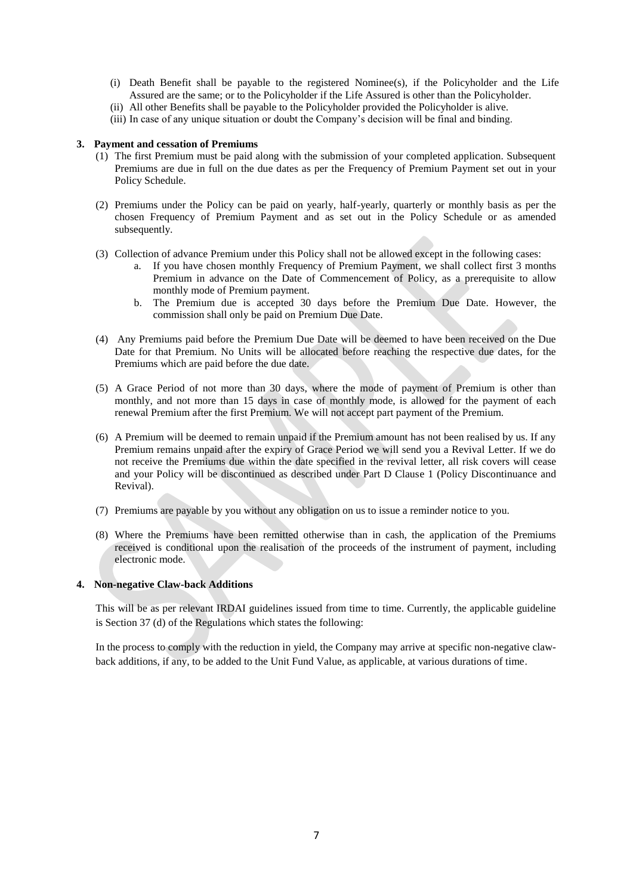(i) Death Benefit shall be payable to the registered Nominee(s), if the Policyholder and the Life Assured are the same; or to the Policyholder if the Life Assured is other than the Policyholder.

(ii) All other Benefits shall be payable to the Policyholder provided the Policyholder is alive.

(iii) In case of any unique situation or doubt the Company's decision will be final and binding.

**3. Payment and cessation of Premiums**

(1) The first Premium must be paid along with the submission of your completed application. Subsequent Premiums are due in full on the due dates as per the Frequency of Premium Payment set out in your Policy Schedule.

(2) Premiums under the Policy can be paid on yearly, half-yearly, quarterly or monthly basis as per the chosen Frequency of Premium Payment and as set out in the Policy Schedule or as amended subsequently.

(3) Collection of advance Premium under this Policy shall not be allowed except in the following cases:

  a. If you have chosen monthly Frequency of Premium Payment, we shall collect first 3 months Premium in advance on the Date of Commencement of Policy, as a prerequisite to allow monthly mode of Premium payment.

  b. The Premium due is accepted 30 days before the Premium Due Date. However, the commission shall only be paid on Premium Due Date.

(4) Any Premiums paid before the Premium Due Date will be deemed to have been received on the Due Date for that Premium. No Units will be allocated before reaching the respective due dates, for the Premiums which are paid before the due date.

(5) A Grace Period of not more than 30 days, where the mode of payment of Premium is other than monthly, and not more than 15 days in case of monthly mode, is allowed for the payment of each renewal Premium after the first Premium. We will not accept part payment of the Premium.

(6) A Premium will be deemed to remain unpaid if the Premium amount has not been realised by us. If any Premium remains unpaid after the expiry of Grace Period we will send you a Revival Letter. If we do not receive the Premiums due within the date specified in the revival letter, all risk covers will cease and your Policy will be discontinued as described under Part D Clause 1 (Policy Discontinuance and Revival).

(7) Premiums are payable by you without any obligation on us to issue a reminder notice to you.

(8) Where the Premiums have been remitted otherwise than in cash, the application of the Premiums received is conditional upon the realisation of the proceeds of the instrument of payment, including electronic mode.

**4. Non-negative Claw-back Additions**

This will be as per relevant IRDAI guidelines issued from time to time. Currently, the applicable guideline is Section 37 (d) of the Regulations which states the following:

In the process to comply with the reduction in yield, the Company may arrive at specific non-negative claw-back additions, if any, to be added to the Unit Fund Value, as applicable, at various durations of time.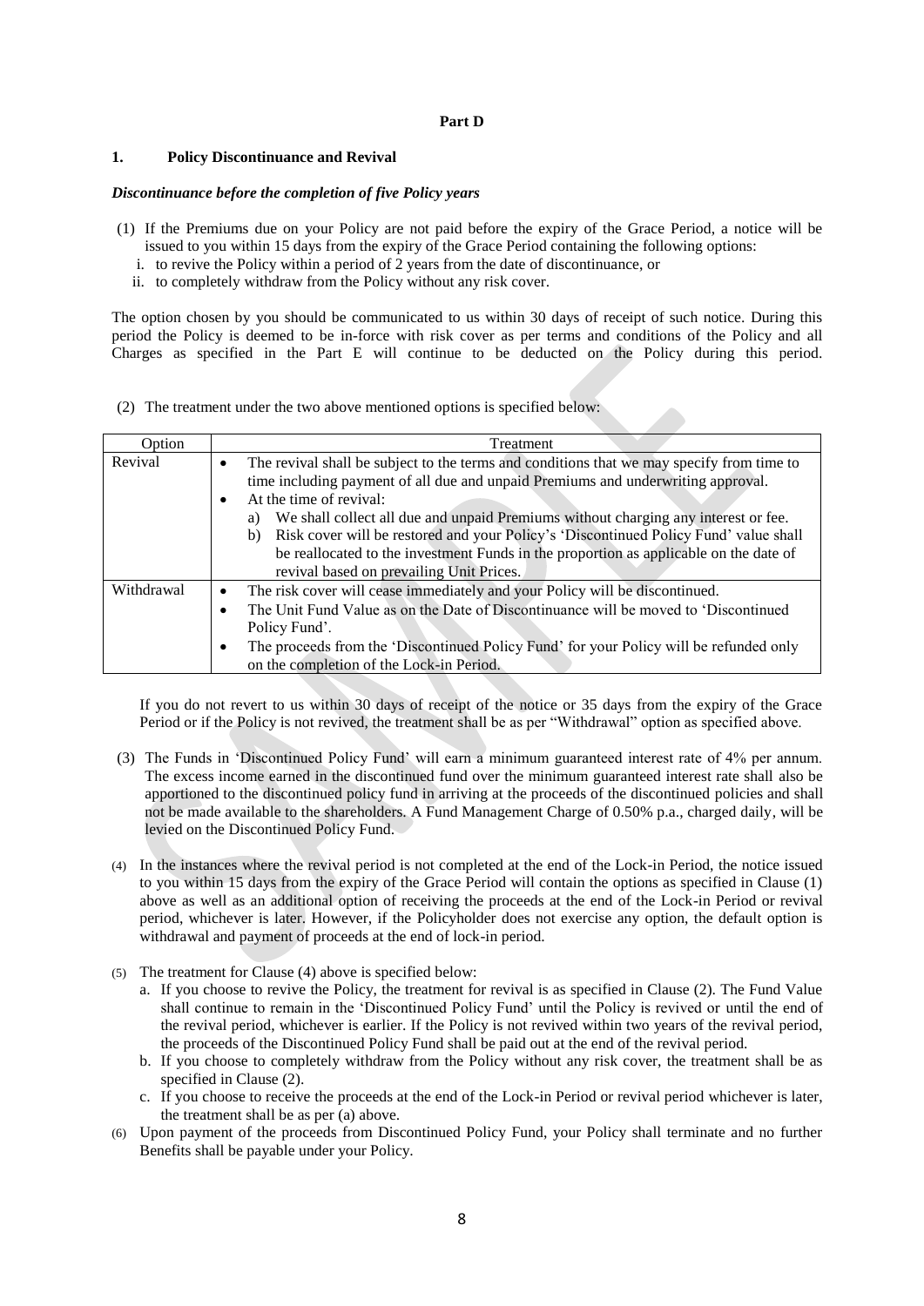**Part D**

## 1. Policy Discontinuance and Revival

***Discontinuance before the completion of five Policy years***

(1) If the Premiums due on your Policy are not paid before the expiry of the Grace Period, a notice will be issued to you within 15 days from the expiry of the Grace Period containing the following options:

  i. to revive the Policy within a period of 2 years from the date of discontinuance, or
  ii. to completely withdraw from the Policy without any risk cover.

The option chosen by you should be communicated to us within 30 days of receipt of such notice. During this period the Policy is deemed to be in-force with risk cover as per terms and conditions of the Policy and all Charges as specified in the Part E will continue to be deducted on the Policy during this period.

(2) The treatment under the two above mentioned options is specified below:

| Option | Treatment |
|---|---|
| Revival | • The revival shall be subject to the terms and conditions that we may specify from time to time including payment of all due and unpaid Premiums and underwriting approval.<br>• At the time of revival:<br>a) We shall collect all due and unpaid Premiums without charging any interest or fee.<br>b) Risk cover will be restored and your Policy's 'Discontinued Policy Fund' value shall be reallocated to the investment Funds in the proportion as applicable on the date of revival based on prevailing Unit Prices. |
| Withdrawal | • The risk cover will cease immediately and your Policy will be discontinued.<br>• The Unit Fund Value as on the Date of Discontinuance will be moved to 'Discontinued Policy Fund'.<br>• The proceeds from the 'Discontinued Policy Fund' for your Policy will be refunded only on the completion of the Lock-in Period. |

If you do not revert to us within 30 days of receipt of the notice or 35 days from the expiry of the Grace Period or if the Policy is not revived, the treatment shall be as per "Withdrawal" option as specified above.

(3) The Funds in 'Discontinued Policy Fund' will earn a minimum guaranteed interest rate of 4% per annum. The excess income earned in the discontinued fund over the minimum guaranteed interest rate shall also be apportioned to the discontinued policy fund in arriving at the proceeds of the discontinued policies and shall not be made available to the shareholders. A Fund Management Charge of 0.50% p.a., charged daily, will be levied on the Discontinued Policy Fund.

(4) In the instances where the revival period is not completed at the end of the Lock-in Period, the notice issued to you within 15 days from the expiry of the Grace Period will contain the options as specified in Clause (1) above as well as an additional option of receiving the proceeds at the end of the Lock-in Period or revival period, whichever is later. However, if the Policyholder does not exercise any option, the default option is withdrawal and payment of proceeds at the end of lock-in period.

(5) The treatment for Clause (4) above is specified below:

  a. If you choose to revive the Policy, the treatment for revival is as specified in Clause (2). The Fund Value shall continue to remain in the 'Discontinued Policy Fund' until the Policy is revived or until the end of the revival period, whichever is earlier. If the Policy is not revived within two years of the revival period, the proceeds of the Discontinued Policy Fund shall be paid out at the end of the revival period.
  b. If you choose to completely withdraw from the Policy without any risk cover, the treatment shall be as specified in Clause (2).
  c. If you choose to receive the proceeds at the end of the Lock-in Period or revival period whichever is later, the treatment shall be as per (a) above.

(6) Upon payment of the proceeds from Discontinued Policy Fund, your Policy shall terminate and no further Benefits shall be payable under your Policy.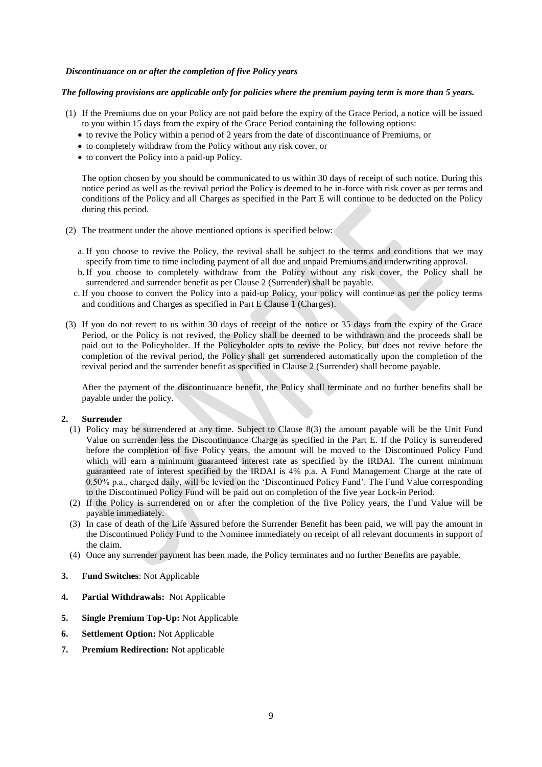*Discontinuance on or after the completion of five Policy years*

***The following provisions are applicable only for policies where the premium paying term is more than 5 years.***

(1) If the Premiums due on your Policy are not paid before the expiry of the Grace Period, a notice will be issued to you within 15 days from the expiry of the Grace Period containing the following options:
- to revive the Policy within a period of 2 years from the date of discontinuance of Premiums, or
- to completely withdraw from the Policy without any risk cover, or
- to convert the Policy into a paid-up Policy.

The option chosen by you should be communicated to us within 30 days of receipt of such notice. During this notice period as well as the revival period the Policy is deemed to be in-force with risk cover as per terms and conditions of the Policy and all Charges as specified in the Part E will continue to be deducted on the Policy during this period.

(2) The treatment under the above mentioned options is specified below:

a. If you choose to revive the Policy, the revival shall be subject to the terms and conditions that we may specify from time to time including payment of all due and unpaid Premiums and underwriting approval.
b. If you choose to completely withdraw from the Policy without any risk cover, the Policy shall be surrendered and surrender benefit as per Clause 2 (Surrender) shall be payable.
c. If you choose to convert the Policy into a paid-up Policy, your policy will continue as per the policy terms and conditions and Charges as specified in Part E Clause 1 (Charges).

(3) If you do not revert to us within 30 days of receipt of the notice or 35 days from the expiry of the Grace Period, or the Policy is not revived, the Policy shall be deemed to be withdrawn and the proceeds shall be paid out to the Policyholder. If the Policyholder opts to revive the Policy, but does not revive before the completion of the revival period, the Policy shall get surrendered automatically upon the completion of the revival period and the surrender benefit as specified in Clause 2 (Surrender) shall become payable.

After the payment of the discontinuance benefit, the Policy shall terminate and no further benefits shall be payable under the policy.

**2. Surrender**

(1) Policy may be surrendered at any time. Subject to Clause 8(3) the amount payable will be the Unit Fund Value on surrender less the Discontinuance Charge as specified in the Part E. If the Policy is surrendered before the completion of five Policy years, the amount will be moved to the Discontinued Policy Fund which will earn a minimum guaranteed interest rate as specified by the IRDAI. The current minimum guaranteed rate of interest specified by the IRDAI is 4% p.a. A Fund Management Charge at the rate of 0.50% p.a., charged daily, will be levied on the 'Discontinued Policy Fund'. The Fund Value corresponding to the Discontinued Policy Fund will be paid out on completion of the five year Lock-in Period.

(2) If the Policy is surrendered on or after the completion of the five Policy years, the Fund Value will be payable immediately.

(3) In case of death of the Life Assured before the Surrender Benefit has been paid, we will pay the amount in the Discontinued Policy Fund to the Nominee immediately on receipt of all relevant documents in support of the claim.

(4) Once any surrender payment has been made, the Policy terminates and no further Benefits are payable.

**3. Fund Switches**: Not Applicable

**4. Partial Withdrawals:** Not Applicable

**5. Single Premium Top-Up:** Not Applicable

**6. Settlement Option:** Not Applicable

**7. Premium Redirection:** Not applicable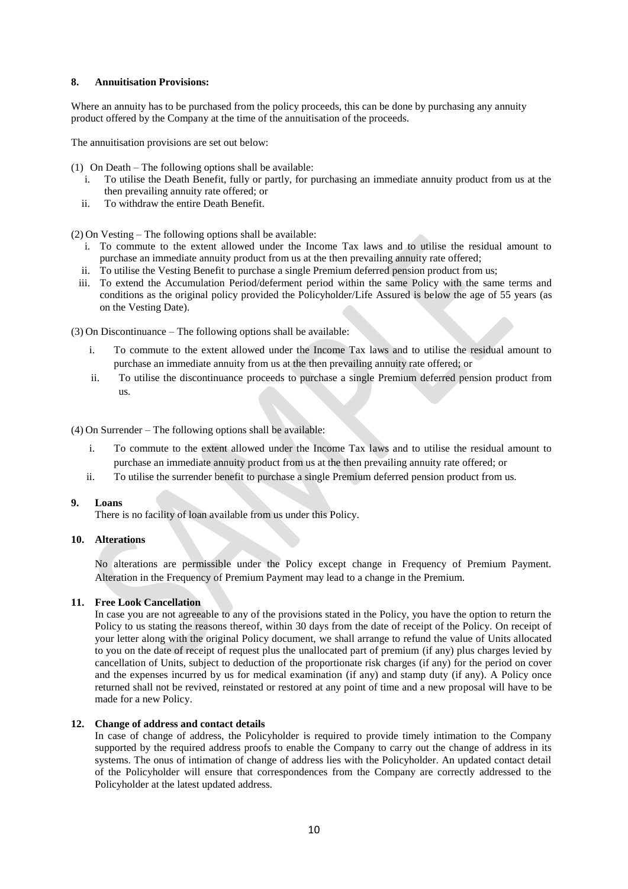**8. Annuitisation Provisions:**

Where an annuity has to be purchased from the policy proceeds, this can be done by purchasing any annuity product offered by the Company at the time of the annuitisation of the proceeds.

The annuitisation provisions are set out below:

(1) On Death – The following options shall be available:

  i. To utilise the Death Benefit, fully or partly, for purchasing an immediate annuity product from us at the then prevailing annuity rate offered; or
  ii. To withdraw the entire Death Benefit.

(2) On Vesting – The following options shall be available:

  i. To commute to the extent allowed under the Income Tax laws and to utilise the residual amount to purchase an immediate annuity product from us at the then prevailing annuity rate offered;
  ii. To utilise the Vesting Benefit to purchase a single Premium deferred pension product from us;
  iii. To extend the Accumulation Period/deferment period within the same Policy with the same terms and conditions as the original policy provided the Policyholder/Life Assured is below the age of 55 years (as on the Vesting Date).

(3) On Discontinuance – The following options shall be available:

  i. To commute to the extent allowed under the Income Tax laws and to utilise the residual amount to purchase an immediate annuity from us at the then prevailing annuity rate offered; or
  ii. To utilise the discontinuance proceeds to purchase a single Premium deferred pension product from us.

(4) On Surrender – The following options shall be available:

  i. To commute to the extent allowed under the Income Tax laws and to utilise the residual amount to purchase an immediate annuity product from us at the then prevailing annuity rate offered; or
  ii. To utilise the surrender benefit to purchase a single Premium deferred pension product from us.

**9. Loans**

There is no facility of loan available from us under this Policy.

**10. Alterations**

No alterations are permissible under the Policy except change in Frequency of Premium Payment. Alteration in the Frequency of Premium Payment may lead to a change in the Premium.

**11. Free Look Cancellation**

In case you are not agreeable to any of the provisions stated in the Policy, you have the option to return the Policy to us stating the reasons thereof, within 30 days from the date of receipt of the Policy. On receipt of your letter along with the original Policy document, we shall arrange to refund the value of Units allocated to you on the date of receipt of request plus the unallocated part of premium (if any) plus charges levied by cancellation of Units, subject to deduction of the proportionate risk charges (if any) for the period on cover and the expenses incurred by us for medical examination (if any) and stamp duty (if any). A Policy once returned shall not be revived, reinstated or restored at any point of time and a new proposal will have to be made for a new Policy.

**12. Change of address and contact details**

In case of change of address, the Policyholder is required to provide timely intimation to the Company supported by the required address proofs to enable the Company to carry out the change of address in its systems. The onus of intimation of change of address lies with the Policyholder. An updated contact detail of the Policyholder will ensure that correspondences from the Company are correctly addressed to the Policyholder at the latest updated address.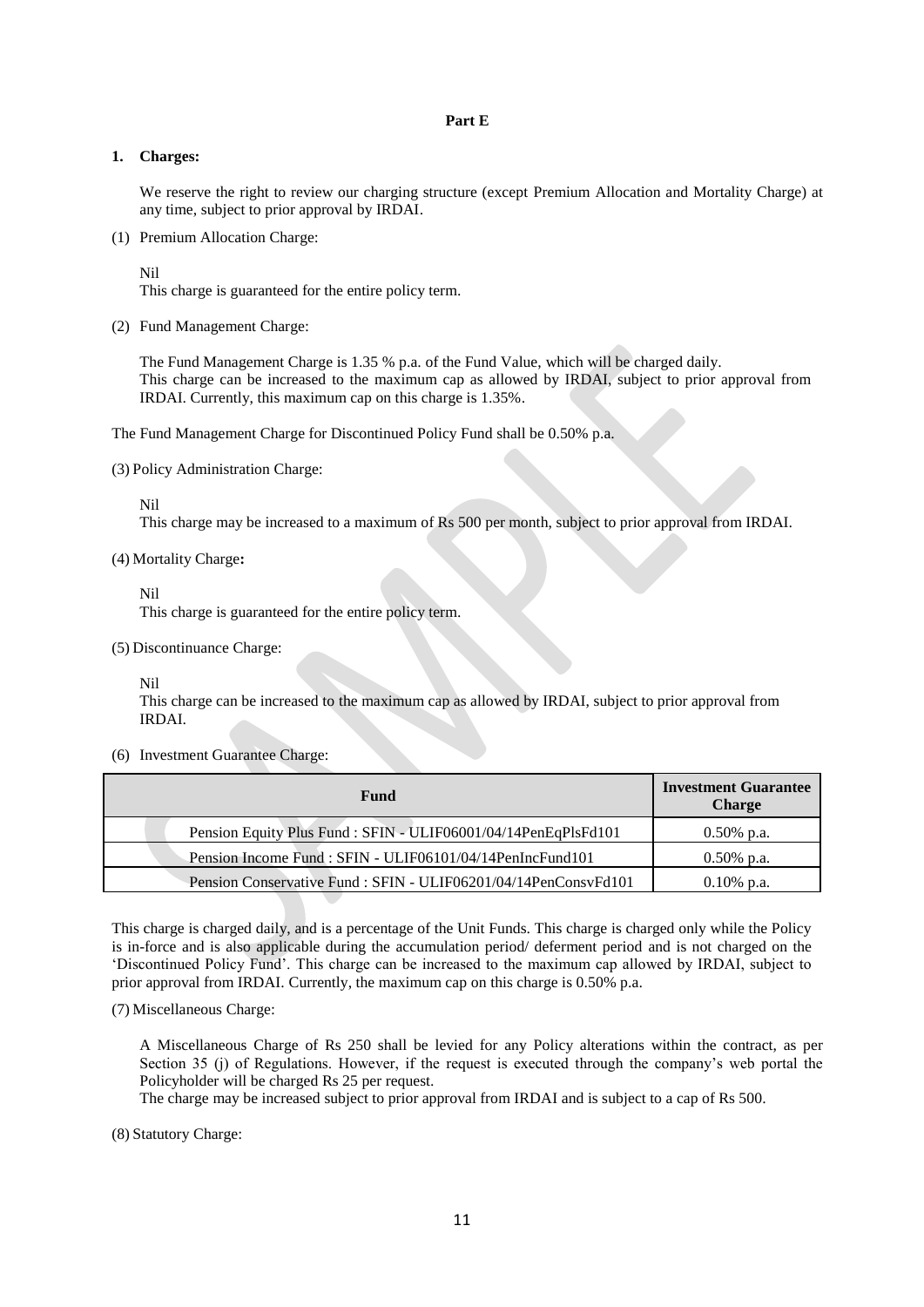**Part E**

**1. Charges:**

We reserve the right to review our charging structure (except Premium Allocation and Mortality Charge) at any time, subject to prior approval by IRDAI.

(1) Premium Allocation Charge:

Nil
This charge is guaranteed for the entire policy term.

(2) Fund Management Charge:

The Fund Management Charge is 1.35 % p.a. of the Fund Value, which will be charged daily.
This charge can be increased to the maximum cap as allowed by IRDAI, subject to prior approval from IRDAI. Currently, this maximum cap on this charge is 1.35%.

The Fund Management Charge for Discontinued Policy Fund shall be 0.50% p.a.

(3) Policy Administration Charge:

Nil
This charge may be increased to a maximum of Rs 500 per month, subject to prior approval from IRDAI.

(4) Mortality Charge**:**

Nil
This charge is guaranteed for the entire policy term.

(5) Discontinuance Charge:

Nil
This charge can be increased to the maximum cap as allowed by IRDAI, subject to prior approval from IRDAI.

(6) Investment Guarantee Charge:

| Fund | Investment Guarantee Charge |
|---|---|
| Pension Equity Plus Fund : SFIN - ULIF06001/04/14PenEqPlsFd101 | 0.50% p.a. |
| Pension Income Fund : SFIN - ULIF06101/04/14PenIncFund101 | 0.50% p.a. |
| Pension Conservative Fund : SFIN - ULIF06201/04/14PenConsvFd101 | 0.10% p.a. |

This charge is charged daily, and is a percentage of the Unit Funds. This charge is charged only while the Policy is in-force and is also applicable during the accumulation period/ deferment period and is not charged on the 'Discontinued Policy Fund'. This charge can be increased to the maximum cap allowed by IRDAI, subject to prior approval from IRDAI. Currently, the maximum cap on this charge is 0.50% p.a.

(7) Miscellaneous Charge:

A Miscellaneous Charge of Rs 250 shall be levied for any Policy alterations within the contract, as per Section 35 (j) of Regulations. However, if the request is executed through the company's web portal the Policyholder will be charged Rs 25 per request.
The charge may be increased subject to prior approval from IRDAI and is subject to a cap of Rs 500.

(8) Statutory Charge: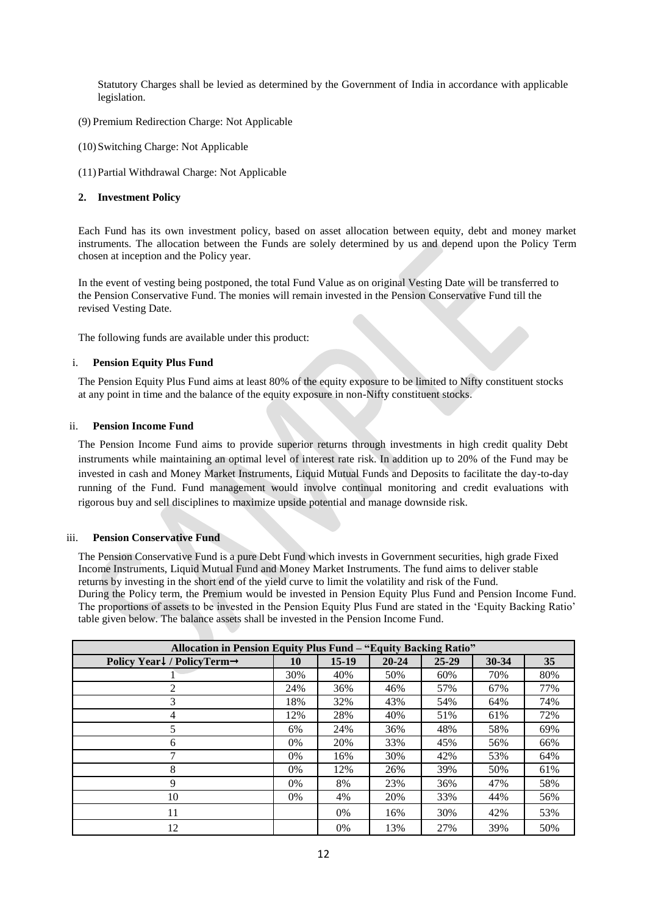Statutory Charges shall be levied as determined by the Government of India in accordance with applicable legislation.

(9) Premium Redirection Charge: Not Applicable

(10) Switching Charge: Not Applicable

(11) Partial Withdrawal Charge: Not Applicable

## 2. Investment Policy

Each Fund has its own investment policy, based on asset allocation between equity, debt and money market instruments. The allocation between the Funds are solely determined by us and depend upon the Policy Term chosen at inception and the Policy year.

In the event of vesting being postponed, the total Fund Value as on original Vesting Date will be transferred to the Pension Conservative Fund. The monies will remain invested in the Pension Conservative Fund till the revised Vesting Date.

The following funds are available under this product:

### i. Pension Equity Plus Fund

The Pension Equity Plus Fund aims at least 80% of the equity exposure to be limited to Nifty constituent stocks at any point in time and the balance of the equity exposure in non-Nifty constituent stocks.

### ii. Pension Income Fund

The Pension Income Fund aims to provide superior returns through investments in high credit quality Debt instruments while maintaining an optimal level of interest rate risk. In addition up to 20% of the Fund may be invested in cash and Money Market Instruments, Liquid Mutual Funds and Deposits to facilitate the day-to-day running of the Fund. Fund management would involve continual monitoring and credit evaluations with rigorous buy and sell disciplines to maximize upside potential and manage downside risk.

### iii. Pension Conservative Fund

The Pension Conservative Fund is a pure Debt Fund which invests in Government securities, high grade Fixed Income Instruments, Liquid Mutual Fund and Money Market Instruments. The fund aims to deliver stable returns by investing in the short end of the yield curve to limit the volatility and risk of the Fund.
During the Policy term, the Premium would be invested in Pension Equity Plus Fund and Pension Income Fund. The proportions of assets to be invested in the Pension Equity Plus Fund are stated in the 'Equity Backing Ratio' table given below. The balance assets shall be invested in the Pension Income Fund.

| Allocation in Pension Equity Plus Fund – "Equity Backing Ratio" | | | | | | |
|---|---|---|---|---|---|---|
| **Policy Year↓ / PolicyTerm→** | **10** | **15-19** | **20-24** | **25-29** | **30-34** | **35** |
| 1 | 30% | 40% | 50% | 60% | 70% | 80% |
| 2 | 24% | 36% | 46% | 57% | 67% | 77% |
| 3 | 18% | 32% | 43% | 54% | 64% | 74% |
| 4 | 12% | 28% | 40% | 51% | 61% | 72% |
| 5 | 6% | 24% | 36% | 48% | 58% | 69% |
| 6 | 0% | 20% | 33% | 45% | 56% | 66% |
| 7 | 0% | 16% | 30% | 42% | 53% | 64% |
| 8 | 0% | 12% | 26% | 39% | 50% | 61% |
| 9 | 0% | 8% | 23% | 36% | 47% | 58% |
| 10 | 0% | 4% | 20% | 33% | 44% | 56% |
| 11 | | 0% | 16% | 30% | 42% | 53% |
| 12 | | 0% | 13% | 27% | 39% | 50% |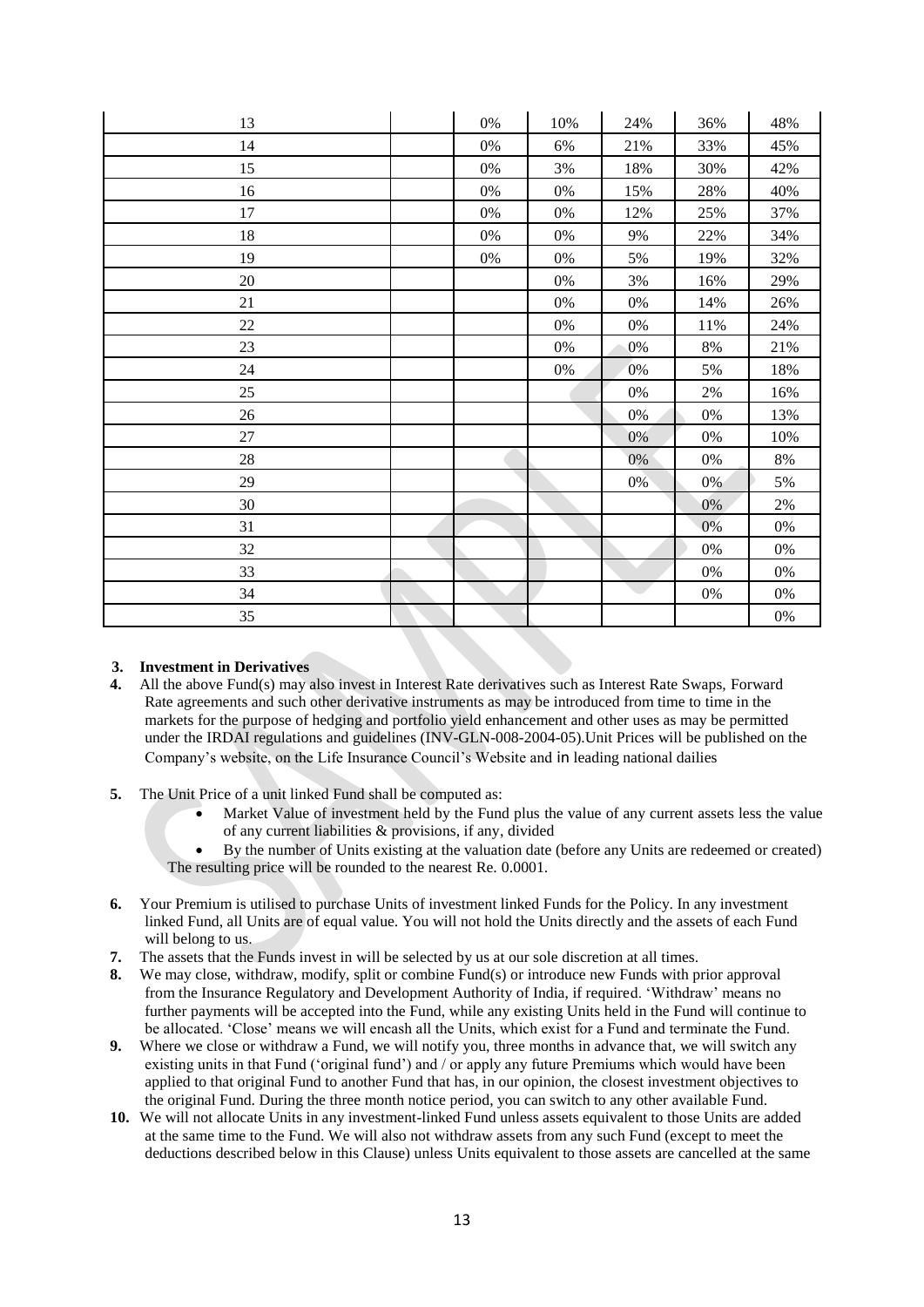| 13 | | 0% | 10% | 24% | 36% | 48% |
|---|---|---|---|---|---|---|
| 14 | | 0% | 6% | 21% | 33% | 45% |
| 15 | | 0% | 3% | 18% | 30% | 42% |
| 16 | | 0% | 0% | 15% | 28% | 40% |
| 17 | | 0% | 0% | 12% | 25% | 37% |
| 18 | | 0% | 0% | 9% | 22% | 34% |
| 19 | | 0% | 0% | 5% | 19% | 32% |
| 20 | | | 0% | 3% | 16% | 29% |
| 21 | | | 0% | 0% | 14% | 26% |
| 22 | | | 0% | 0% | 11% | 24% |
| 23 | | | 0% | 0% | 8% | 21% |
| 24 | | | 0% | 0% | 5% | 18% |
| 25 | | | | 0% | 2% | 16% |
| 26 | | | | 0% | 0% | 13% |
| 27 | | | | 0% | 0% | 10% |
| 28 | | | | 0% | 0% | 8% |
| 29 | | | | 0% | 0% | 5% |
| 30 | | | | | 0% | 2% |
| 31 | | | | | 0% | 0% |
| 32 | | | | | 0% | 0% |
| 33 | | | | | 0% | 0% |
| 34 | | | | | 0% | 0% |
| 35 | | | | | | 0% |

**3. Investment in Derivatives**

**4.** All the above Fund(s) may also invest in Interest Rate derivatives such as Interest Rate Swaps, Forward Rate agreements and such other derivative instruments as may be introduced from time to time in the markets for the purpose of hedging and portfolio yield enhancement and other uses as may be permitted under the IRDAI regulations and guidelines (INV-GLN-008-2004-05).Unit Prices will be published on the Company's website, on the Life Insurance Council's Website and in leading national dailies

**5.** The Unit Price of a unit linked Fund shall be computed as:

- Market Value of investment held by the Fund plus the value of any current assets less the value of any current liabilities & provisions, if any, divided
- By the number of Units existing at the valuation date (before any Units are redeemed or created)

The resulting price will be rounded to the nearest Re. 0.0001.

**6.** Your Premium is utilised to purchase Units of investment linked Funds for the Policy. In any investment linked Fund, all Units are of equal value. You will not hold the Units directly and the assets of each Fund will belong to us.

**7.** The assets that the Funds invest in will be selected by us at our sole discretion at all times.

**8.** We may close, withdraw, modify, split or combine Fund(s) or introduce new Funds with prior approval from the Insurance Regulatory and Development Authority of India, if required. 'Withdraw' means no further payments will be accepted into the Fund, while any existing Units held in the Fund will continue to be allocated. 'Close' means we will encash all the Units, which exist for a Fund and terminate the Fund.

**9.** Where we close or withdraw a Fund, we will notify you, three months in advance that, we will switch any existing units in that Fund ('original fund') and / or apply any future Premiums which would have been applied to that original Fund to another Fund that has, in our opinion, the closest investment objectives to the original Fund. During the three month notice period, you can switch to any other available Fund.

**10.** We will not allocate Units in any investment-linked Fund unless assets equivalent to those Units are added at the same time to the Fund. We will also not withdraw assets from any such Fund (except to meet the deductions described below in this Clause) unless Units equivalent to those assets are cancelled at the same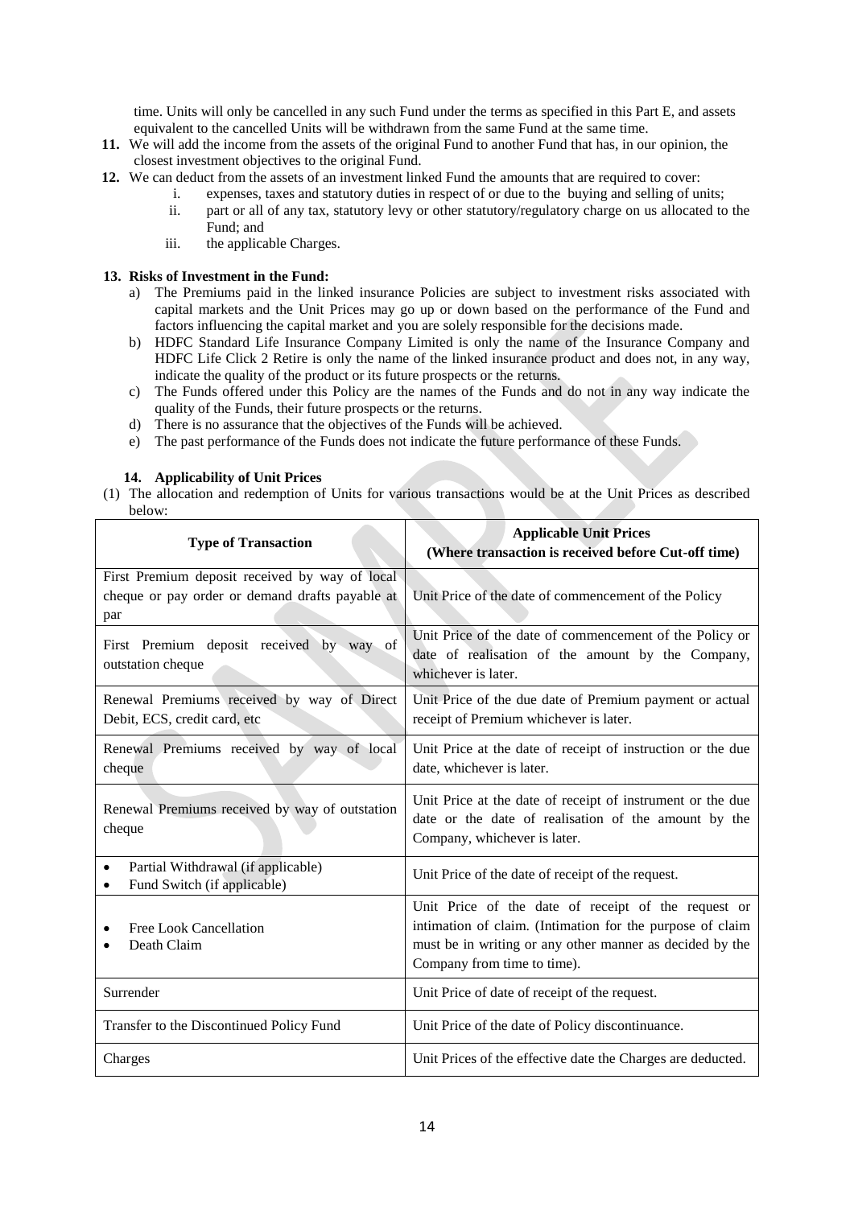time. Units will only be cancelled in any such Fund under the terms as specified in this Part E, and assets equivalent to the cancelled Units will be withdrawn from the same Fund at the same time.

**11.** We will add the income from the assets of the original Fund to another Fund that has, in our opinion, the closest investment objectives to the original Fund.

**12.** We can deduct from the assets of an investment linked Fund the amounts that are required to cover:

   i. expenses, taxes and statutory duties in respect of or due to the buying and selling of units;
   ii. part or all of any tax, statutory levy or other statutory/regulatory charge on us allocated to the Fund; and
   iii. the applicable Charges.

**13. Risks of Investment in the Fund:**

a) The Premiums paid in the linked insurance Policies are subject to investment risks associated with capital markets and the Unit Prices may go up or down based on the performance of the Fund and factors influencing the capital market and you are solely responsible for the decisions made.
b) HDFC Standard Life Insurance Company Limited is only the name of the Insurance Company and HDFC Life Click 2 Retire is only the name of the linked insurance product and does not, in any way, indicate the quality of the product or its future prospects or the returns.
c) The Funds offered under this Policy are the names of the Funds and do not in any way indicate the quality of the Funds, their future prospects or the returns.
d) There is no assurance that the objectives of the Funds will be achieved.
e) The past performance of the Funds does not indicate the future performance of these Funds.

**14. Applicability of Unit Prices**

(1) The allocation and redemption of Units for various transactions would be at the Unit Prices as described below:

| **Type of Transaction** | **Applicable Unit Prices (Where transaction is received before Cut-off time)** |
|---|---|
| First Premium deposit received by way of local cheque or pay order or demand drafts payable at par | Unit Price of the date of commencement of the Policy |
| First Premium deposit received by way of outstation cheque | Unit Price of the date of commencement of the Policy or date of realisation of the amount by the Company, whichever is later. |
| Renewal Premiums received by way of Direct Debit, ECS, credit card, etc | Unit Price of the due date of Premium payment or actual receipt of Premium whichever is later. |
| Renewal Premiums received by way of local cheque | Unit Price at the date of receipt of instruction or the due date, whichever is later. |
| Renewal Premiums received by way of outstation cheque | Unit Price at the date of receipt of instrument or the due date or the date of realisation of the amount by the Company, whichever is later. |
| • Partial Withdrawal (if applicable) <br> • Fund Switch (if applicable) | Unit Price of the date of receipt of the request. |
| • Free Look Cancellation <br> • Death Claim | Unit Price of the date of receipt of the request or intimation of claim. (Intimation for the purpose of claim must be in writing or any other manner as decided by the Company from time to time). |
| Surrender | Unit Price of date of receipt of the request. |
| Transfer to the Discontinued Policy Fund | Unit Price of the date of Policy discontinuance. |
| Charges | Unit Prices of the effective date the Charges are deducted. |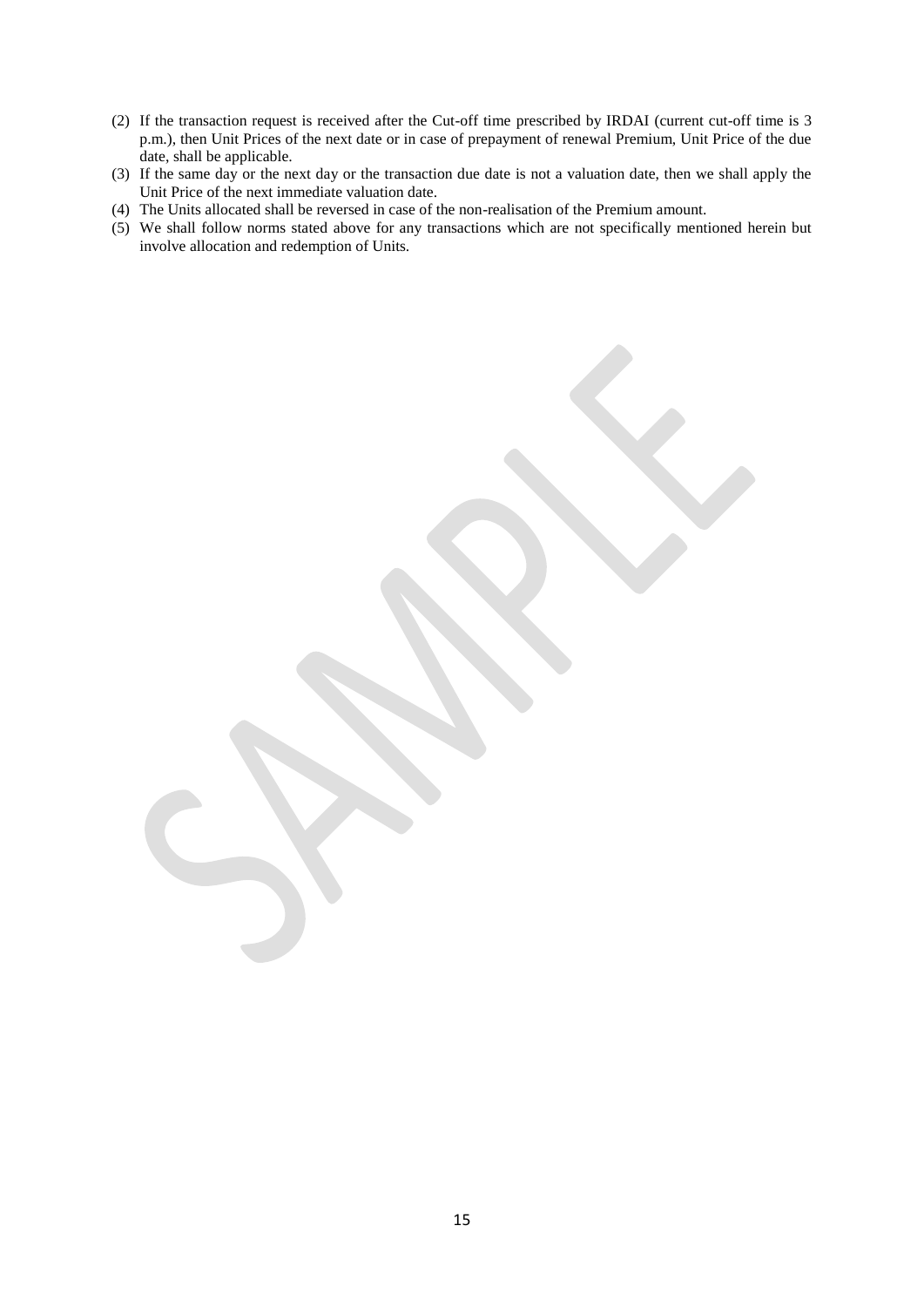(2) If the transaction request is received after the Cut-off time prescribed by IRDAI (current cut-off time is 3 p.m.), then Unit Prices of the next date or in case of prepayment of renewal Premium, Unit Price of the due date, shall be applicable.

(3) If the same day or the next day or the transaction due date is not a valuation date, then we shall apply the Unit Price of the next immediate valuation date.

(4) The Units allocated shall be reversed in case of the non-realisation of the Premium amount.

(5) We shall follow norms stated above for any transactions which are not specifically mentioned herein but involve allocation and redemption of Units.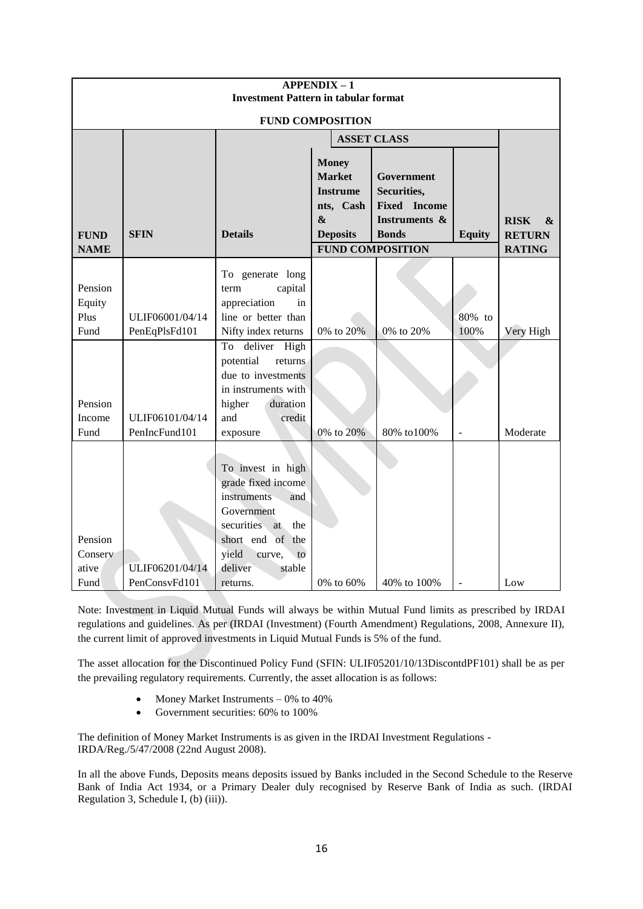## APPENDIX – 1
### Investment Pattern in tabular format

**FUND COMPOSITION**

| | | | ASSET CLASS | | | |
|---|---|---|---|---|---|---|
| **FUND NAME** | **SFIN** | **Details** | **Money Market Instruments, Cash & Deposits** | **Government Securities, Fixed Income Instruments & Bonds** | **Equity** | **RISK & RETURN RATING** |
| | | | **FUND COMPOSITION** | | | |
| Pension Equity Plus Fund | ULIF06001/04/14 PenEqPlsFd101 | To generate long term capital appreciation in line or better than Nifty index returns | 0% to 20% | 0% to 20% | 80% to 100% | Very High |
| Pension Income Fund | ULIF06101/04/14 PenIncFund101 | To deliver High potential returns due to investments in instruments with higher duration and credit exposure | 0% to 20% | 80% to100% | - | Moderate |
| Pension Conservative Fund | ULIF06201/04/14 PenConsvFd101 | To invest in high grade fixed income instruments and Government securities at the short end of the yield curve, to deliver stable returns. | 0% to 60% | 40% to 100% | - | Low |

Note: Investment in Liquid Mutual Funds will always be within Mutual Fund limits as prescribed by IRDAI regulations and guidelines. As per (IRDAI (Investment) (Fourth Amendment) Regulations, 2008, Annexure II), the current limit of approved investments in Liquid Mutual Funds is 5% of the fund.

The asset allocation for the Discontinued Policy Fund (SFIN: ULIF05201/10/13DiscontdPF101) shall be as per the prevailing regulatory requirements. Currently, the asset allocation is as follows:

- Money Market Instruments – 0% to 40%
- Government securities: 60% to 100%

The definition of Money Market Instruments is as given in the IRDAI Investment Regulations - IRDA/Reg./5/47/2008 (22nd August 2008).

In all the above Funds, Deposits means deposits issued by Banks included in the Second Schedule to the Reserve Bank of India Act 1934, or a Primary Dealer duly recognised by Reserve Bank of India as such. (IRDAI Regulation 3, Schedule I, (b) (iii)).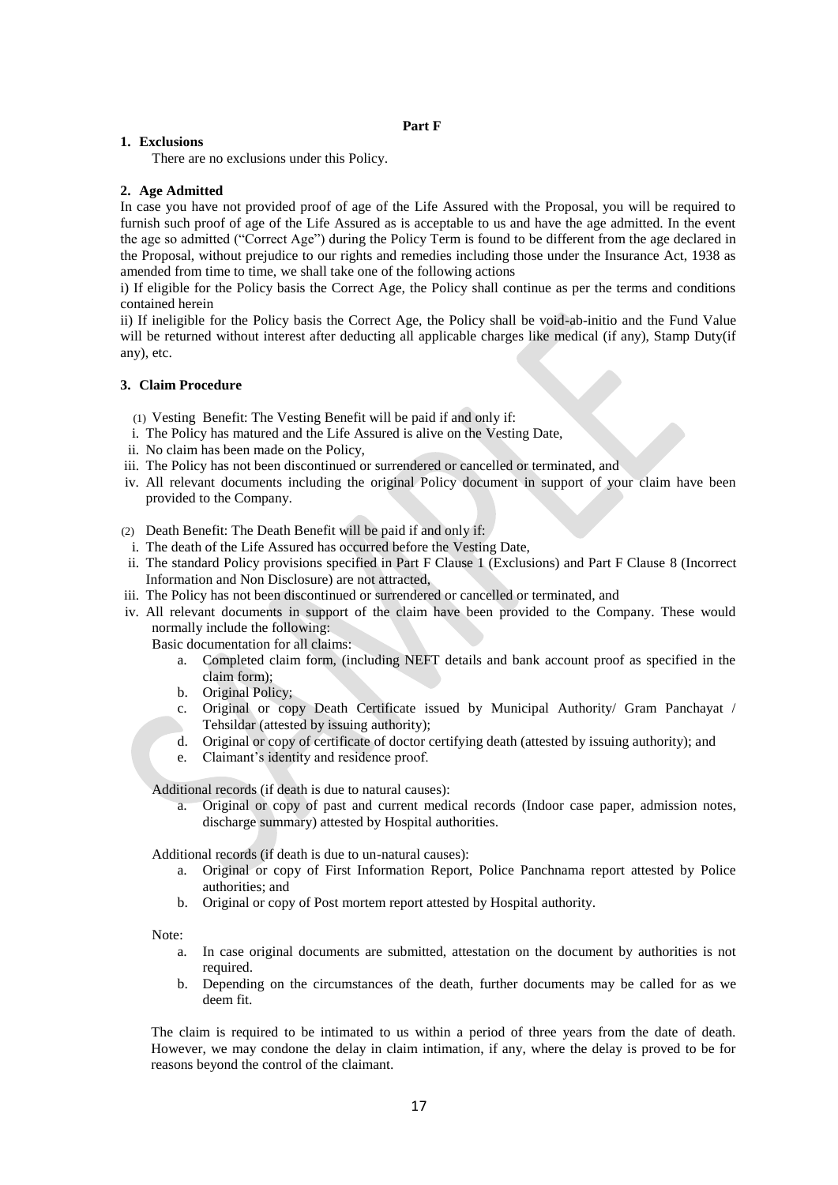## Part F

### 1. Exclusions

There are no exclusions under this Policy.

### 2. Age Admitted

In case you have not provided proof of age of the Life Assured with the Proposal, you will be required to furnish such proof of age of the Life Assured as is acceptable to us and have the age admitted. In the event the age so admitted ("Correct Age") during the Policy Term is found to be different from the age declared in the Proposal, without prejudice to our rights and remedies including those under the Insurance Act, 1938 as amended from time to time, we shall take one of the following actions

i) If eligible for the Policy basis the Correct Age, the Policy shall continue as per the terms and conditions contained herein

ii) If ineligible for the Policy basis the Correct Age, the Policy shall be void-ab-initio and the Fund Value will be returned without interest after deducting all applicable charges like medical (if any), Stamp Duty(if any), etc.

### 3. Claim Procedure

(1) Vesting Benefit: The Vesting Benefit will be paid if and only if:

i. The Policy has matured and the Life Assured is alive on the Vesting Date,
ii. No claim has been made on the Policy,
iii. The Policy has not been discontinued or surrendered or cancelled or terminated, and
iv. All relevant documents including the original Policy document in support of your claim have been provided to the Company.

(2) Death Benefit: The Death Benefit will be paid if and only if:

i. The death of the Life Assured has occurred before the Vesting Date,
ii. The standard Policy provisions specified in Part F Clause 1 (Exclusions) and Part F Clause 8 (Incorrect Information and Non Disclosure) are not attracted,
iii. The Policy has not been discontinued or surrendered or cancelled or terminated, and
iv. All relevant documents in support of the claim have been provided to the Company. These would normally include the following:

Basic documentation for all claims:

a. Completed claim form, (including NEFT details and bank account proof as specified in the claim form);
b. Original Policy;
c. Original or copy Death Certificate issued by Municipal Authority/ Gram Panchayat / Tehsildar (attested by issuing authority);
d. Original or copy of certificate of doctor certifying death (attested by issuing authority); and
e. Claimant's identity and residence proof.

Additional records (if death is due to natural causes):

a. Original or copy of past and current medical records (Indoor case paper, admission notes, discharge summary) attested by Hospital authorities.

Additional records (if death is due to un-natural causes):

a. Original or copy of First Information Report, Police Panchnama report attested by Police authorities; and
b. Original or copy of Post mortem report attested by Hospital authority.

Note:

a. In case original documents are submitted, attestation on the document by authorities is not required.
b. Depending on the circumstances of the death, further documents may be called for as we deem fit.

The claim is required to be intimated to us within a period of three years from the date of death. However, we may condone the delay in claim intimation, if any, where the delay is proved to be for reasons beyond the control of the claimant.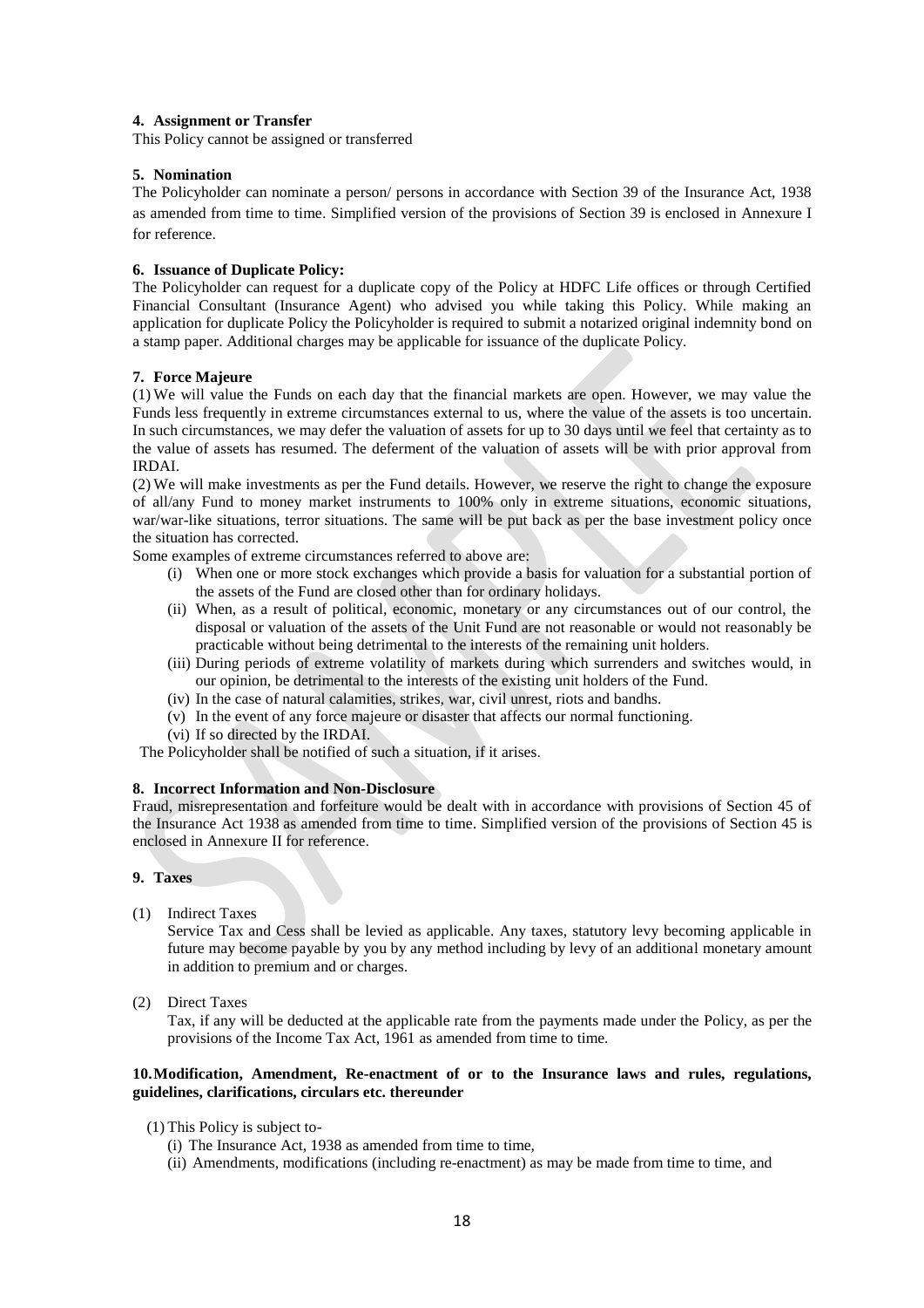#### 4. Assignment or Transfer

This Policy cannot be assigned or transferred

#### 5. Nomination

The Policyholder can nominate a person/ persons in accordance with Section 39 of the Insurance Act, 1938 as amended from time to time. Simplified version of the provisions of Section 39 is enclosed in Annexure I for reference.

#### 6. Issuance of Duplicate Policy:

The Policyholder can request for a duplicate copy of the Policy at HDFC Life offices or through Certified Financial Consultant (Insurance Agent) who advised you while taking this Policy. While making an application for duplicate Policy the Policyholder is required to submit a notarized original indemnity bond on a stamp paper. Additional charges may be applicable for issuance of the duplicate Policy.

#### 7. Force Majeure

(1) We will value the Funds on each day that the financial markets are open. However, we may value the Funds less frequently in extreme circumstances external to us, where the value of the assets is too uncertain. In such circumstances, we may defer the valuation of assets for up to 30 days until we feel that certainty as to the value of assets has resumed. The deferment of the valuation of assets will be with prior approval from IRDAI.

(2) We will make investments as per the Fund details. However, we reserve the right to change the exposure of all/any Fund to money market instruments to 100% only in extreme situations, economic situations, war/war-like situations, terror situations. The same will be put back as per the base investment policy once the situation has corrected.

Some examples of extreme circumstances referred to above are:

- (i) When one or more stock exchanges which provide a basis for valuation for a substantial portion of the assets of the Fund are closed other than for ordinary holidays.
- (ii) When, as a result of political, economic, monetary or any circumstances out of our control, the disposal or valuation of the assets of the Unit Fund are not reasonable or would not reasonably be practicable without being detrimental to the interests of the remaining unit holders.
- (iii) During periods of extreme volatility of markets during which surrenders and switches would, in our opinion, be detrimental to the interests of the existing unit holders of the Fund.
- (iv) In the case of natural calamities, strikes, war, civil unrest, riots and bandhs.
- (v) In the event of any force majeure or disaster that affects our normal functioning.
- (vi) If so directed by the IRDAI.

The Policyholder shall be notified of such a situation, if it arises.

#### 8. Incorrect Information and Non-Disclosure

Fraud, misrepresentation and forfeiture would be dealt with in accordance with provisions of Section 45 of the Insurance Act 1938 as amended from time to time. Simplified version of the provisions of Section 45 is enclosed in Annexure II for reference.

#### 9. Taxes

(1) Indirect Taxes

Service Tax and Cess shall be levied as applicable. Any taxes, statutory levy becoming applicable in future may become payable by you by any method including by levy of an additional monetary amount in addition to premium and or charges.

(2) Direct Taxes

Tax, if any will be deducted at the applicable rate from the payments made under the Policy, as per the provisions of the Income Tax Act, 1961 as amended from time to time.

#### 10. Modification, Amendment, Re-enactment of or to the Insurance laws and rules, regulations, guidelines, clarifications, circulars etc. thereunder

(1) This Policy is subject to-

- (i) The Insurance Act, 1938 as amended from time to time,
- (ii) Amendments, modifications (including re-enactment) as may be made from time to time, and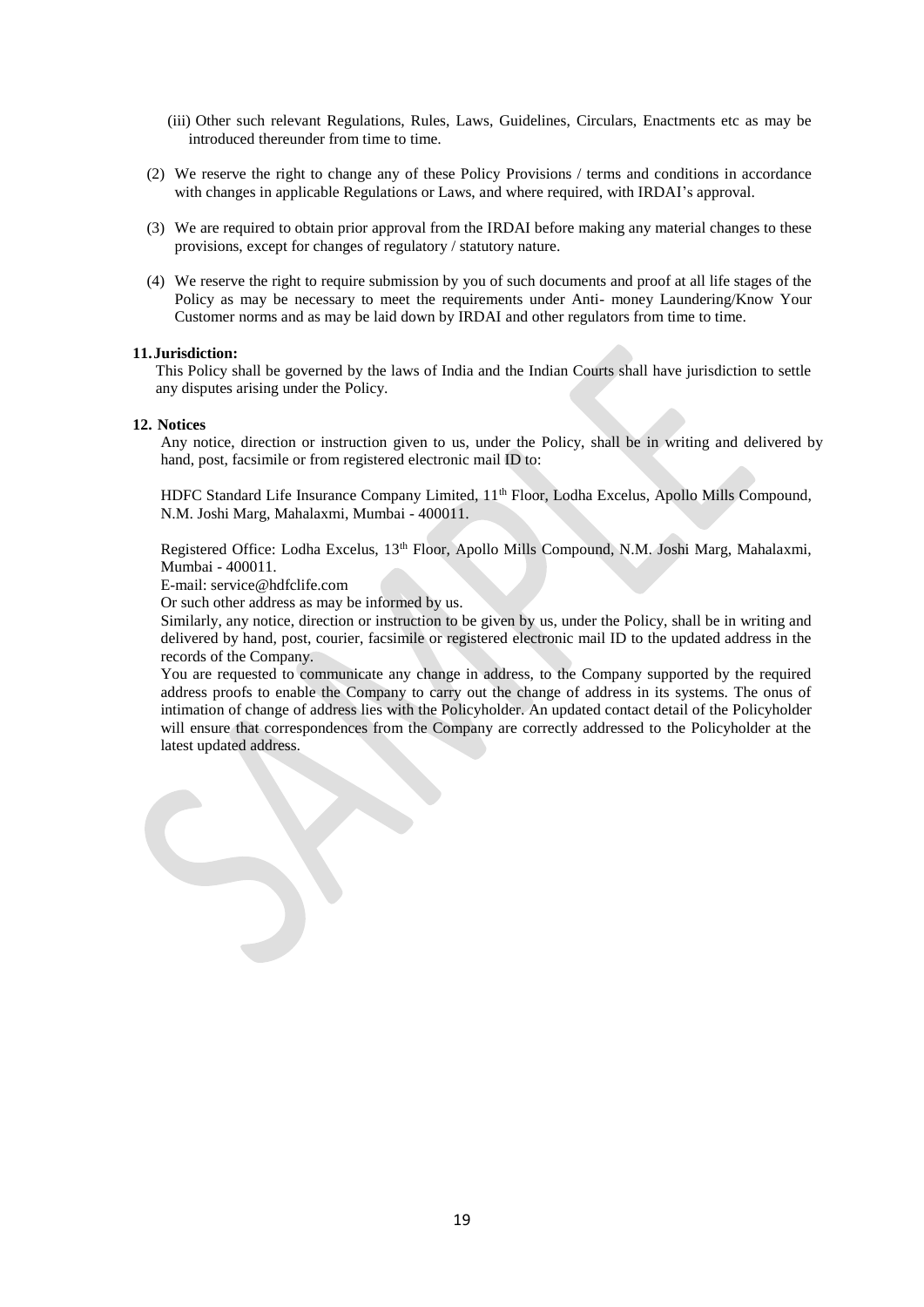(iii) Other such relevant Regulations, Rules, Laws, Guidelines, Circulars, Enactments etc as may be introduced thereunder from time to time.

(2) We reserve the right to change any of these Policy Provisions / terms and conditions in accordance with changes in applicable Regulations or Laws, and where required, with IRDAI's approval.

(3) We are required to obtain prior approval from the IRDAI before making any material changes to these provisions, except for changes of regulatory / statutory nature.

(4) We reserve the right to require submission by you of such documents and proof at all life stages of the Policy as may be necessary to meet the requirements under Anti- money Laundering/Know Your Customer norms and as may be laid down by IRDAI and other regulators from time to time.

**11. Jurisdiction:**

This Policy shall be governed by the laws of India and the Indian Courts shall have jurisdiction to settle any disputes arising under the Policy.

**12. Notices**

Any notice, direction or instruction given to us, under the Policy, shall be in writing and delivered by hand, post, facsimile or from registered electronic mail ID to:

HDFC Standard Life Insurance Company Limited, 11th Floor, Lodha Excelus, Apollo Mills Compound, N.M. Joshi Marg, Mahalaxmi, Mumbai - 400011.

Registered Office: Lodha Excelus, 13th Floor, Apollo Mills Compound, N.M. Joshi Marg, Mahalaxmi, Mumbai - 400011.

E-mail: service@hdfclife.com

Or such other address as may be informed by us.

Similarly, any notice, direction or instruction to be given by us, under the Policy, shall be in writing and delivered by hand, post, courier, facsimile or registered electronic mail ID to the updated address in the records of the Company.

You are requested to communicate any change in address, to the Company supported by the required address proofs to enable the Company to carry out the change of address in its systems. The onus of intimation of change of address lies with the Policyholder. An updated contact detail of the Policyholder will ensure that correspondences from the Company are correctly addressed to the Policyholder at the latest updated address.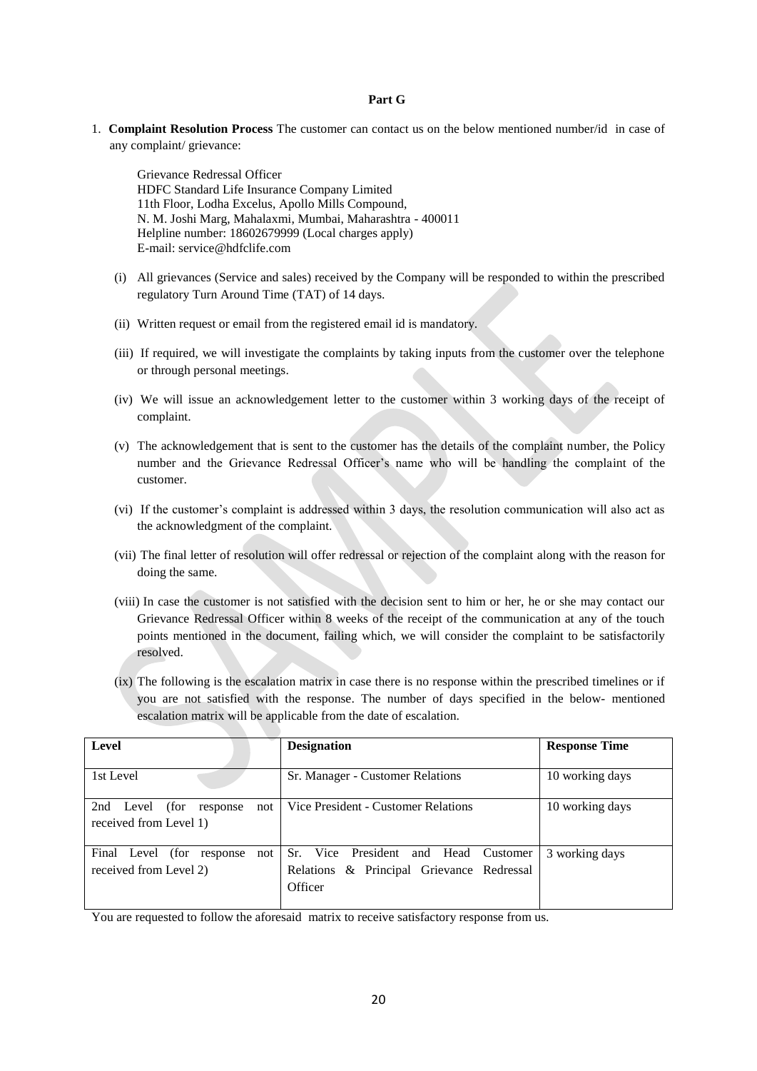**Part G**

1. **Complaint Resolution Process** The customer can contact us on the below mentioned number/id in case of any complaint/ grievance:

   Grievance Redressal Officer
   HDFC Standard Life Insurance Company Limited
   11th Floor, Lodha Excelus, Apollo Mills Compound,
   N. M. Joshi Marg, Mahalaxmi, Mumbai, Maharashtra - 400011
   Helpline number: 18602679999 (Local charges apply)
   E-mail: service@hdfclife.com

   (i) All grievances (Service and sales) received by the Company will be responded to within the prescribed regulatory Turn Around Time (TAT) of 14 days.

   (ii) Written request or email from the registered email id is mandatory.

   (iii) If required, we will investigate the complaints by taking inputs from the customer over the telephone or through personal meetings.

   (iv) We will issue an acknowledgement letter to the customer within 3 working days of the receipt of complaint.

   (v) The acknowledgement that is sent to the customer has the details of the complaint number, the Policy number and the Grievance Redressal Officer's name who will be handling the complaint of the customer.

   (vi) If the customer's complaint is addressed within 3 days, the resolution communication will also act as the acknowledgment of the complaint.

   (vii) The final letter of resolution will offer redressal or rejection of the complaint along with the reason for doing the same.

   (viii) In case the customer is not satisfied with the decision sent to him or her, he or she may contact our Grievance Redressal Officer within 8 weeks of the receipt of the communication at any of the touch points mentioned in the document, failing which, we will consider the complaint to be satisfactorily resolved.

   (ix) The following is the escalation matrix in case there is no response within the prescribed timelines or if you are not satisfied with the response. The number of days specified in the below- mentioned escalation matrix will be applicable from the date of escalation.

| Level | Designation | Response Time |
|---|---|---|
| 1st Level | Sr. Manager - Customer Relations | 10 working days |
| 2nd Level (for response not received from Level 1) | Vice President - Customer Relations | 10 working days |
| Final Level (for response not received from Level 2) | Sr. Vice President and Head Customer Relations & Principal Grievance Redressal Officer | 3 working days |

You are requested to follow the aforesaid matrix to receive satisfactory response from us.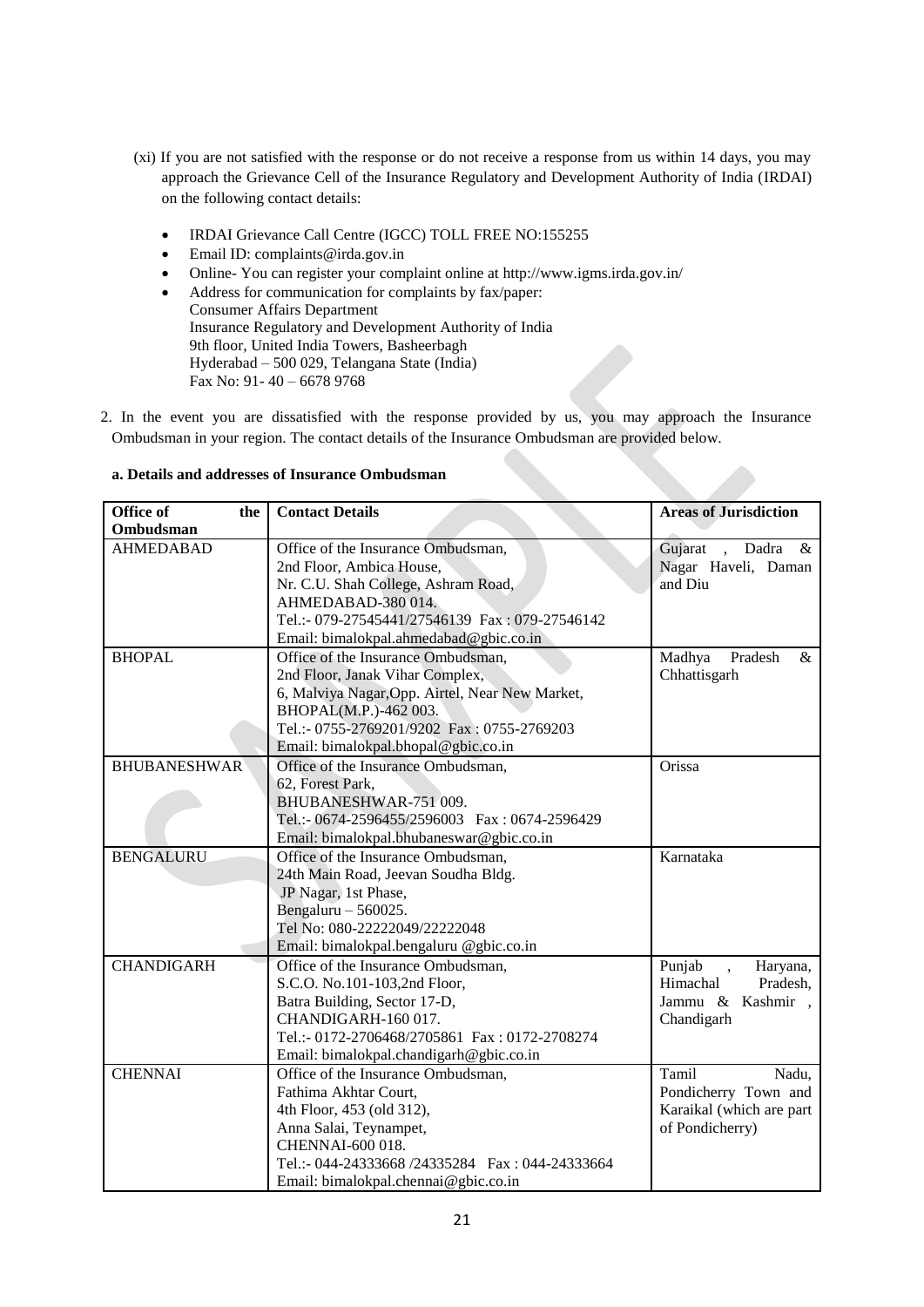(xi) If you are not satisfied with the response or do not receive a response from us within 14 days, you may approach the Grievance Cell of the Insurance Regulatory and Development Authority of India (IRDAI) on the following contact details:

- IRDAI Grievance Call Centre (IGCC) TOLL FREE NO:155255
- Email ID: complaints@irda.gov.in
- Online- You can register your complaint online at http://www.igms.irda.gov.in/
- Address for communication for complaints by fax/paper:
  Consumer Affairs Department
  Insurance Regulatory and Development Authority of India
  9th floor, United India Towers, Basheerbagh
  Hyderabad – 500 029, Telangana State (India)
  Fax No: 91- 40 – 6678 9768

2. In the event you are dissatisfied with the response provided by us, you may approach the Insurance Ombudsman in your region. The contact details of the Insurance Ombudsman are provided below.

**a. Details and addresses of Insurance Ombudsman**

| Office of the Ombudsman | Contact Details | Areas of Jurisdiction |
|---|---|---|
| AHMEDABAD | Office of the Insurance Ombudsman,<br>2nd Floor, Ambica House,<br>Nr. C.U. Shah College, Ashram Road,<br>AHMEDABAD-380 014.<br>Tel.:- 079-27545441/27546139 Fax : 079-27546142<br>Email: bimalokpal.ahmedabad@gbic.co.in | Gujarat , Dadra & Nagar Haveli, Daman and Diu |
| BHOPAL | Office of the Insurance Ombudsman,<br>2nd Floor, Janak Vihar Complex,<br>6, Malviya Nagar,Opp. Airtel, Near New Market,<br>BHOPAL(M.P.)-462 003.<br>Tel.:- 0755-2769201/9202 Fax : 0755-2769203<br>Email: bimalokpal.bhopal@gbic.co.in | Madhya Pradesh & Chhattisgarh |
| BHUBANESHWAR | Office of the Insurance Ombudsman,<br>62, Forest Park,<br>BHUBANESHWAR-751 009.<br>Tel.:- 0674-2596455/2596003 Fax : 0674-2596429<br>Email: bimalokpal.bhubaneswar@gbic.co.in | Orissa |
| BENGALURU | Office of the Insurance Ombudsman,<br>24th Main Road, Jeevan Soudha Bldg.<br>JP Nagar, 1st Phase,<br>Bengaluru – 560025.<br>Tel No: 080-22222049/22222048<br>Email: bimalokpal.bengaluru @gbic.co.in | Karnataka |
| CHANDIGARH | Office of the Insurance Ombudsman,<br>S.C.O. No.101-103,2nd Floor,<br>Batra Building, Sector 17-D,<br>CHANDIGARH-160 017.<br>Tel.:- 0172-2706468/2705861 Fax : 0172-2708274<br>Email: bimalokpal.chandigarh@gbic.co.in | Punjab , Haryana, Himachal Pradesh, Jammu & Kashmir , Chandigarh |
| CHENNAI | Office of the Insurance Ombudsman,<br>Fathima Akhtar Court,<br>4th Floor, 453 (old 312),<br>Anna Salai, Teynampet,<br>CHENNAI-600 018.<br>Tel.:- 044-24333668 /24335284 Fax : 044-24333664<br>Email: bimalokpal.chennai@gbic.co.in | Tamil Nadu, Pondicherry Town and Karaikal (which are part of Pondicherry) |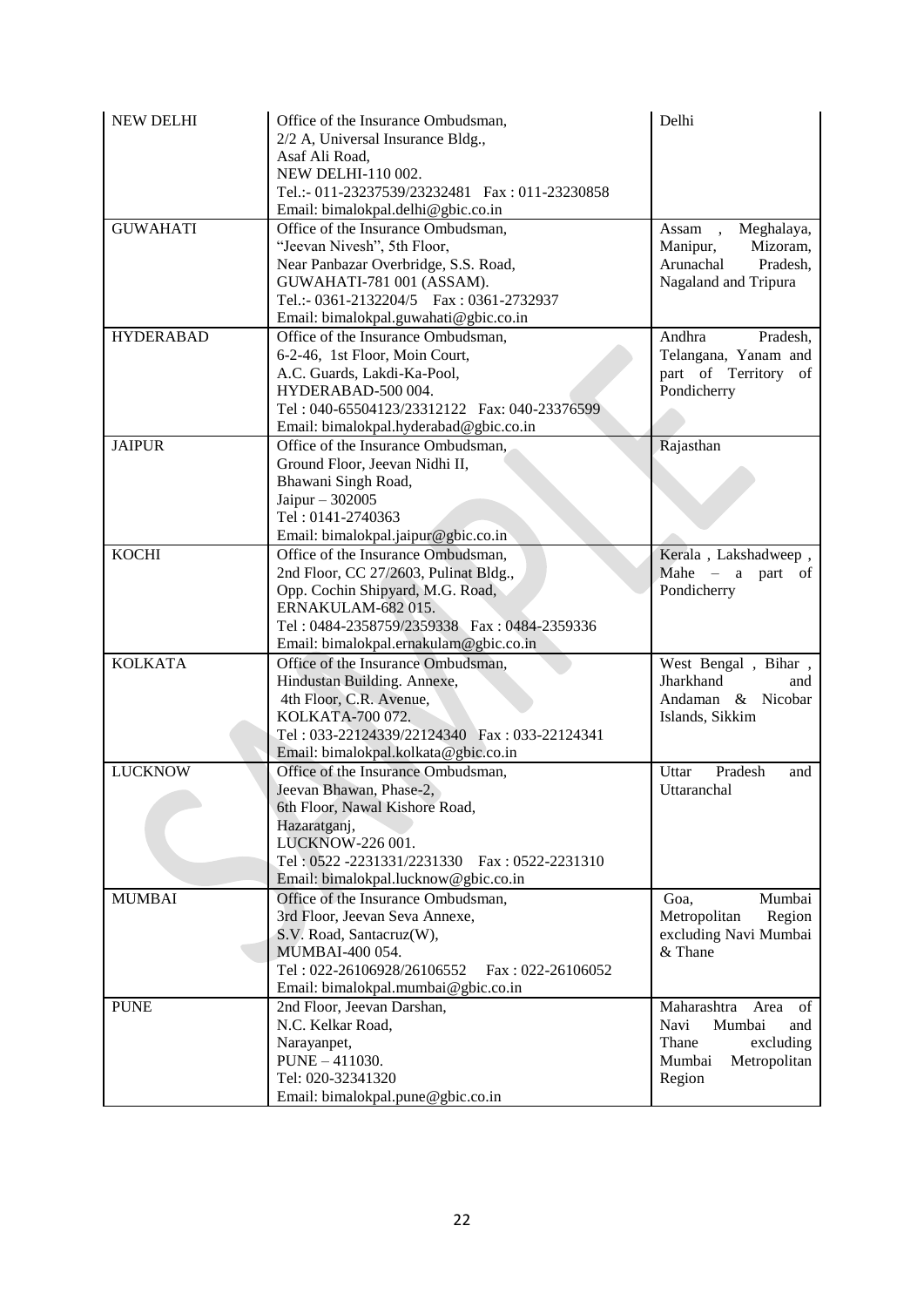| | | |
|---|---|---|
| NEW DELHI | Office of the Insurance Ombudsman,<br>2/2 A, Universal Insurance Bldg.,<br>Asaf Ali Road,<br>NEW DELHI-110 002.<br>Tel.:- 011-23237539/23232481 Fax : 011-23230858<br>Email: bimalokpal.delhi@gbic.co.in | Delhi |
| GUWAHATI | Office of the Insurance Ombudsman,<br>"Jeevan Nivesh", 5th Floor,<br>Near Panbazar Overbridge, S.S. Road,<br>GUWAHATI-781 001 (ASSAM).<br>Tel.:- 0361-2132204/5 Fax : 0361-2732937<br>Email: bimalokpal.guwahati@gbic.co.in | Assam , Meghalaya, Manipur, Mizoram, Arunachal Pradesh, Nagaland and Tripura |
| HYDERABAD | Office of the Insurance Ombudsman,<br>6-2-46, 1st Floor, Moin Court,<br>A.C. Guards, Lakdi-Ka-Pool,<br>HYDERABAD-500 004.<br>Tel : 040-65504123/23312122 Fax: 040-23376599<br>Email: bimalokpal.hyderabad@gbic.co.in | Andhra Pradesh, Telangana, Yanam and part of Territory of Pondicherry |
| JAIPUR | Office of the Insurance Ombudsman,<br>Ground Floor, Jeevan Nidhi II,<br>Bhawani Singh Road,<br>Jaipur – 302005<br>Tel : 0141-2740363<br>Email: bimalokpal.jaipur@gbic.co.in | Rajasthan |
| KOCHI | Office of the Insurance Ombudsman,<br>2nd Floor, CC 27/2603, Pulinat Bldg.,<br>Opp. Cochin Shipyard, M.G. Road,<br>ERNAKULAM-682 015.<br>Tel : 0484-2358759/2359338 Fax : 0484-2359336<br>Email: bimalokpal.ernakulam@gbic.co.in | Kerala , Lakshadweep , Mahe – a part of Pondicherry |
| KOLKATA | Office of the Insurance Ombudsman,<br>Hindustan Building. Annexe,<br>4th Floor, C.R. Avenue,<br>KOLKATA-700 072.<br>Tel : 033-22124339/22124340 Fax : 033-22124341<br>Email: bimalokpal.kolkata@gbic.co.in | West Bengal , Bihar , Jharkhand and Andaman & Nicobar Islands, Sikkim |
| LUCKNOW | Office of the Insurance Ombudsman,<br>Jeevan Bhawan, Phase-2,<br>6th Floor, Nawal Kishore Road,<br>Hazaratganj,<br>LUCKNOW-226 001.<br>Tel : 0522 -2231331/2231330 Fax : 0522-2231310<br>Email: bimalokpal.lucknow@gbic.co.in | Uttar Pradesh and Uttaranchal |
| MUMBAI | Office of the Insurance Ombudsman,<br>3rd Floor, Jeevan Seva Annexe,<br>S.V. Road, Santacruz(W),<br>MUMBAI-400 054.<br>Tel : 022-26106928/26106552 Fax : 022-26106052<br>Email: bimalokpal.mumbai@gbic.co.in | Goa, Mumbai Metropolitan Region excluding Navi Mumbai & Thane |
| PUNE | 2nd Floor, Jeevan Darshan,<br>N.C. Kelkar Road,<br>Narayanpet,<br>PUNE – 411030.<br>Tel: 020-32341320<br>Email: bimalokpal.pune@gbic.co.in | Maharashtra Area of Navi Mumbai and Thane excluding Mumbai Metropolitan Region |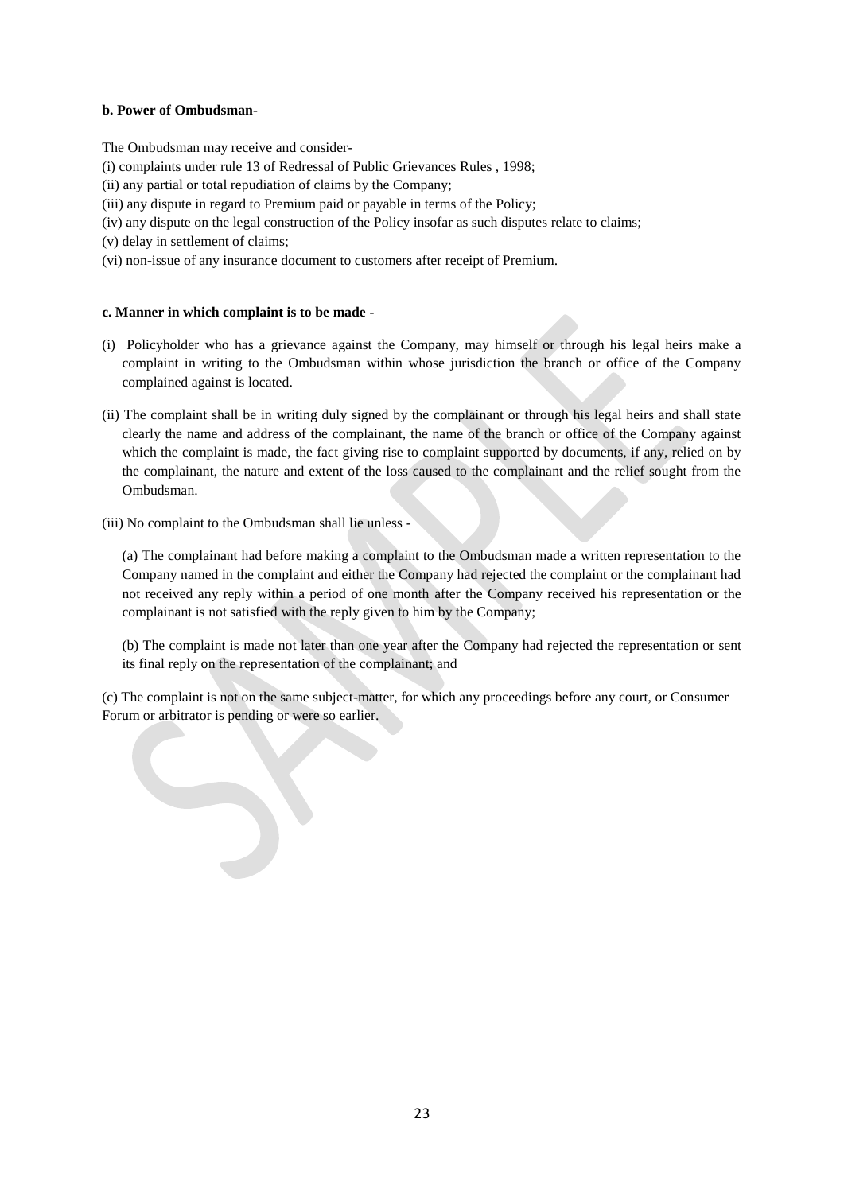**b. Power of Ombudsman-**

The Ombudsman may receive and consider-

(i) complaints under rule 13 of Redressal of Public Grievances Rules , 1998;

(ii) any partial or total repudiation of claims by the Company;

(iii) any dispute in regard to Premium paid or payable in terms of the Policy;

(iv) any dispute on the legal construction of the Policy insofar as such disputes relate to claims;

(v) delay in settlement of claims;

(vi) non-issue of any insurance document to customers after receipt of Premium.

**c. Manner in which complaint is to be made -**

(i) Policyholder who has a grievance against the Company, may himself or through his legal heirs make a complaint in writing to the Ombudsman within whose jurisdiction the branch or office of the Company complained against is located.

(ii) The complaint shall be in writing duly signed by the complainant or through his legal heirs and shall state clearly the name and address of the complainant, the name of the branch or office of the Company against which the complaint is made, the fact giving rise to complaint supported by documents, if any, relied on by the complainant, the nature and extent of the loss caused to the complainant and the relief sought from the Ombudsman.

(iii) No complaint to the Ombudsman shall lie unless -

(a) The complainant had before making a complaint to the Ombudsman made a written representation to the Company named in the complaint and either the Company had rejected the complaint or the complainant had not received any reply within a period of one month after the Company received his representation or the complainant is not satisfied with the reply given to him by the Company;

(b) The complaint is made not later than one year after the Company had rejected the representation or sent its final reply on the representation of the complainant; and

(c) The complaint is not on the same subject-matter, for which any proceedings before any court, or Consumer Forum or arbitrator is pending or were so earlier.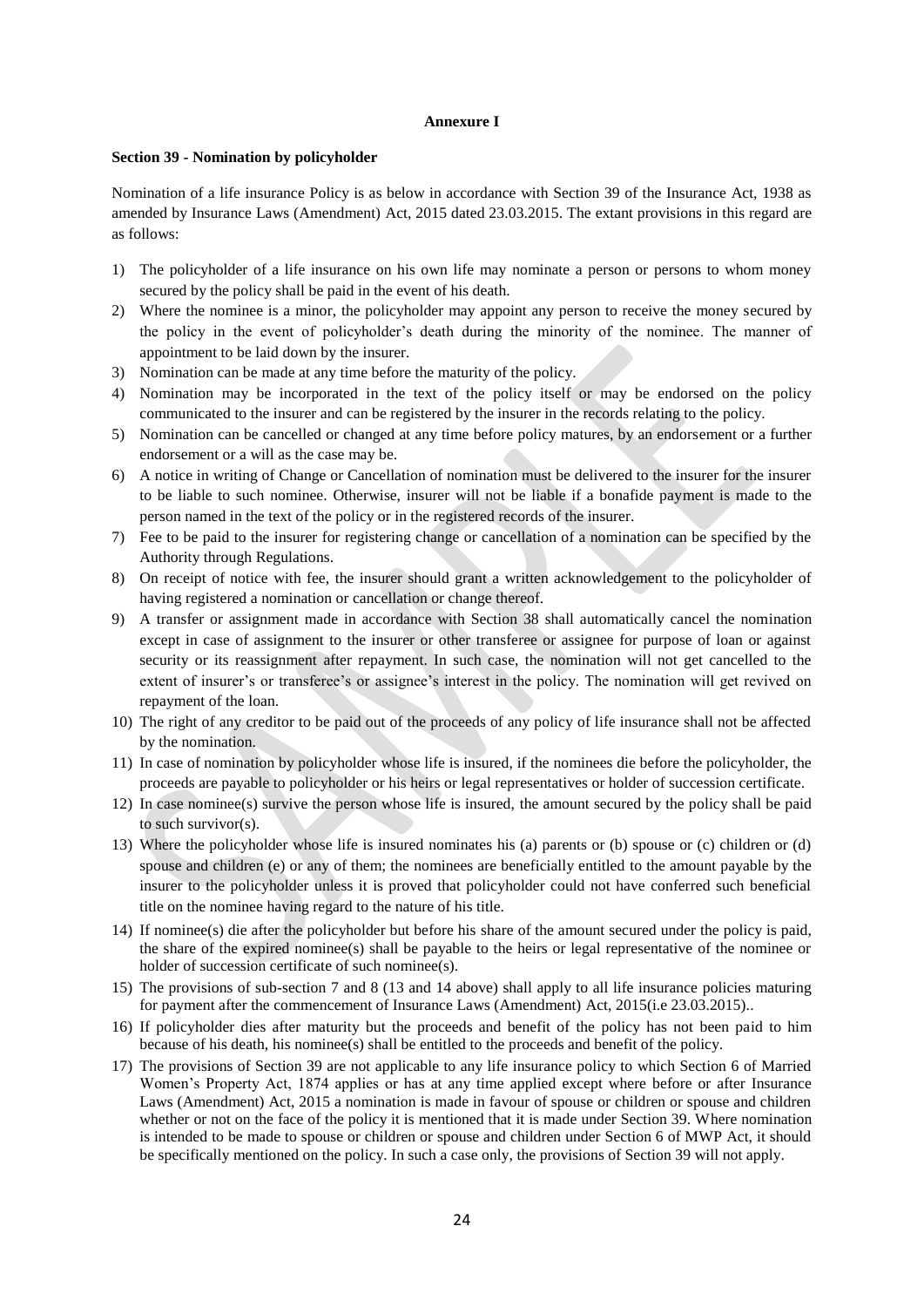**Annexure I**

**Section 39 - Nomination by policyholder**

Nomination of a life insurance Policy is as below in accordance with Section 39 of the Insurance Act, 1938 as amended by Insurance Laws (Amendment) Act, 2015 dated 23.03.2015. The extant provisions in this regard are as follows:

1) The policyholder of a life insurance on his own life may nominate a person or persons to whom money secured by the policy shall be paid in the event of his death.
2) Where the nominee is a minor, the policyholder may appoint any person to receive the money secured by the policy in the event of policyholder's death during the minority of the nominee. The manner of appointment to be laid down by the insurer.
3) Nomination can be made at any time before the maturity of the policy.
4) Nomination may be incorporated in the text of the policy itself or may be endorsed on the policy communicated to the insurer and can be registered by the insurer in the records relating to the policy.
5) Nomination can be cancelled or changed at any time before policy matures, by an endorsement or a further endorsement or a will as the case may be.
6) A notice in writing of Change or Cancellation of nomination must be delivered to the insurer for the insurer to be liable to such nominee. Otherwise, insurer will not be liable if a bonafide payment is made to the person named in the text of the policy or in the registered records of the insurer.
7) Fee to be paid to the insurer for registering change or cancellation of a nomination can be specified by the Authority through Regulations.
8) On receipt of notice with fee, the insurer should grant a written acknowledgement to the policyholder of having registered a nomination or cancellation or change thereof.
9) A transfer or assignment made in accordance with Section 38 shall automatically cancel the nomination except in case of assignment to the insurer or other transferee or assignee for purpose of loan or against security or its reassignment after repayment. In such case, the nomination will not get cancelled to the extent of insurer's or transferee's or assignee's interest in the policy. The nomination will get revived on repayment of the loan.
10) The right of any creditor to be paid out of the proceeds of any policy of life insurance shall not be affected by the nomination.
11) In case of nomination by policyholder whose life is insured, if the nominees die before the policyholder, the proceeds are payable to policyholder or his heirs or legal representatives or holder of succession certificate.
12) In case nominee(s) survive the person whose life is insured, the amount secured by the policy shall be paid to such survivor(s).
13) Where the policyholder whose life is insured nominates his (a) parents or (b) spouse or (c) children or (d) spouse and children (e) or any of them; the nominees are beneficially entitled to the amount payable by the insurer to the policyholder unless it is proved that policyholder could not have conferred such beneficial title on the nominee having regard to the nature of his title.
14) If nominee(s) die after the policyholder but before his share of the amount secured under the policy is paid, the share of the expired nominee(s) shall be payable to the heirs or legal representative of the nominee or holder of succession certificate of such nominee(s).
15) The provisions of sub-section 7 and 8 (13 and 14 above) shall apply to all life insurance policies maturing for payment after the commencement of Insurance Laws (Amendment) Act, 2015(i.e 23.03.2015)..
16) If policyholder dies after maturity but the proceeds and benefit of the policy has not been paid to him because of his death, his nominee(s) shall be entitled to the proceeds and benefit of the policy.
17) The provisions of Section 39 are not applicable to any life insurance policy to which Section 6 of Married Women's Property Act, 1874 applies or has at any time applied except where before or after Insurance Laws (Amendment) Act, 2015 a nomination is made in favour of spouse or children or spouse and children whether or not on the face of the policy it is mentioned that it is made under Section 39. Where nomination is intended to be made to spouse or children or spouse and children under Section 6 of MWP Act, it should be specifically mentioned on the policy. In such a case only, the provisions of Section 39 will not apply.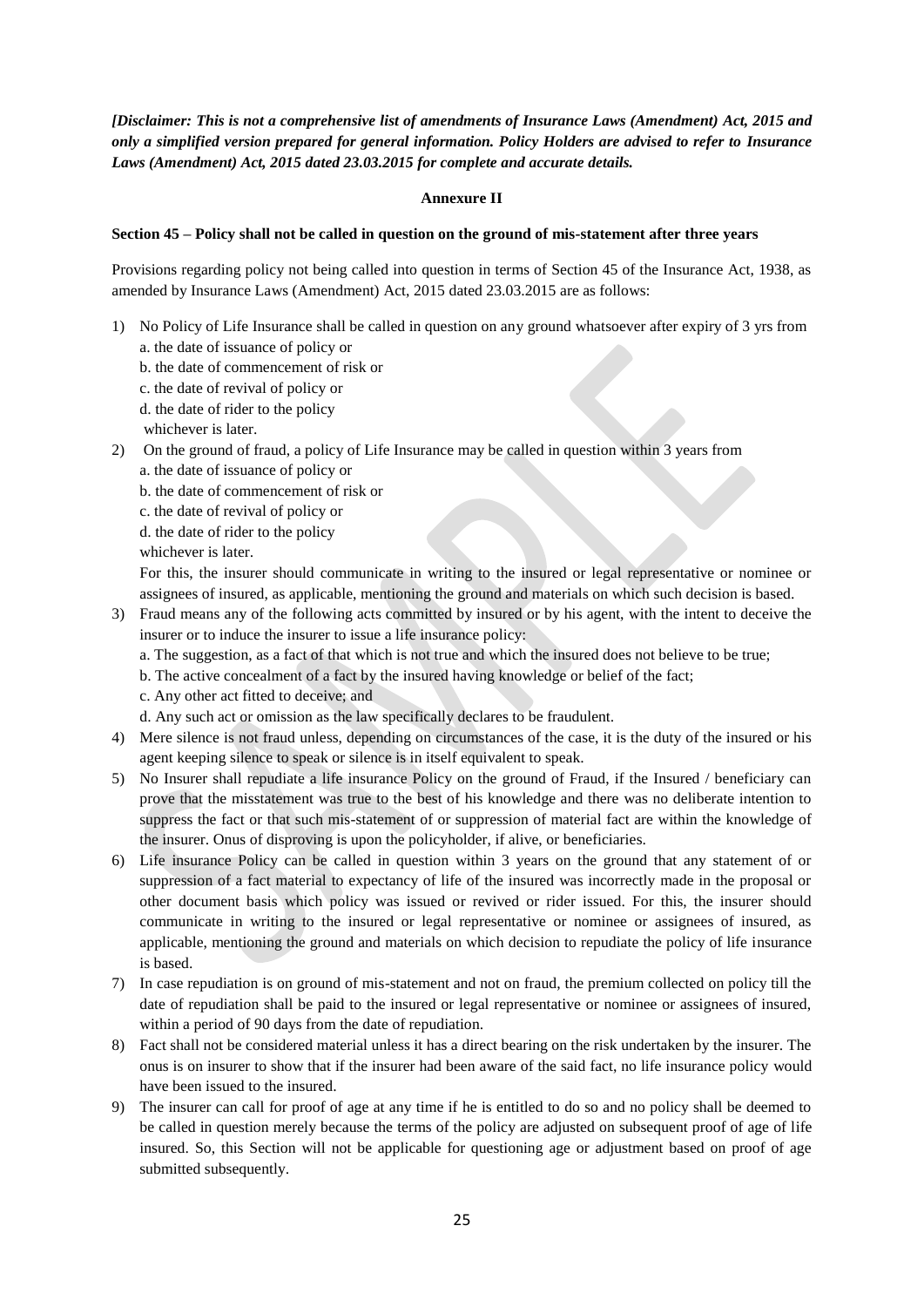***[Disclaimer: This is not a comprehensive list of amendments of Insurance Laws (Amendment) Act, 2015 and only a simplified version prepared for general information. Policy Holders are advised to refer to Insurance Laws (Amendment) Act, 2015 dated 23.03.2015 for complete and accurate details.***

**Annexure II**

**Section 45 – Policy shall not be called in question on the ground of mis-statement after three years**

Provisions regarding policy not being called into question in terms of Section 45 of the Insurance Act, 1938, as amended by Insurance Laws (Amendment) Act, 2015 dated 23.03.2015 are as follows:

1) No Policy of Life Insurance shall be called in question on any ground whatsoever after expiry of 3 yrs from
   a. the date of issuance of policy or
   b. the date of commencement of risk or
   c. the date of revival of policy or
   d. the date of rider to the policy
   whichever is later.
2) On the ground of fraud, a policy of Life Insurance may be called in question within 3 years from
   a. the date of issuance of policy or
   b. the date of commencement of risk or
   c. the date of revival of policy or
   d. the date of rider to the policy
   whichever is later.
   For this, the insurer should communicate in writing to the insured or legal representative or nominee or assignees of insured, as applicable, mentioning the ground and materials on which such decision is based.
3) Fraud means any of the following acts committed by insured or by his agent, with the intent to deceive the insurer or to induce the insurer to issue a life insurance policy:
   a. The suggestion, as a fact of that which is not true and which the insured does not believe to be true;
   b. The active concealment of a fact by the insured having knowledge or belief of the fact;
   c. Any other act fitted to deceive; and
   d. Any such act or omission as the law specifically declares to be fraudulent.
4) Mere silence is not fraud unless, depending on circumstances of the case, it is the duty of the insured or his agent keeping silence to speak or silence is in itself equivalent to speak.
5) No Insurer shall repudiate a life insurance Policy on the ground of Fraud, if the Insured / beneficiary can prove that the misstatement was true to the best of his knowledge and there was no deliberate intention to suppress the fact or that such mis-statement of or suppression of material fact are within the knowledge of the insurer. Onus of disproving is upon the policyholder, if alive, or beneficiaries.
6) Life insurance Policy can be called in question within 3 years on the ground that any statement of or suppression of a fact material to expectancy of life of the insured was incorrectly made in the proposal or other document basis which policy was issued or revived or rider issued. For this, the insurer should communicate in writing to the insured or legal representative or nominee or assignees of insured, as applicable, mentioning the ground and materials on which decision to repudiate the policy of life insurance is based.
7) In case repudiation is on ground of mis-statement and not on fraud, the premium collected on policy till the date of repudiation shall be paid to the insured or legal representative or nominee or assignees of insured, within a period of 90 days from the date of repudiation.
8) Fact shall not be considered material unless it has a direct bearing on the risk undertaken by the insurer. The onus is on insurer to show that if the insurer had been aware of the said fact, no life insurance policy would have been issued to the insured.
9) The insurer can call for proof of age at any time if he is entitled to do so and no policy shall be deemed to be called in question merely because the terms of the policy are adjusted on subsequent proof of age of life insured. So, this Section will not be applicable for questioning age or adjustment based on proof of age submitted subsequently.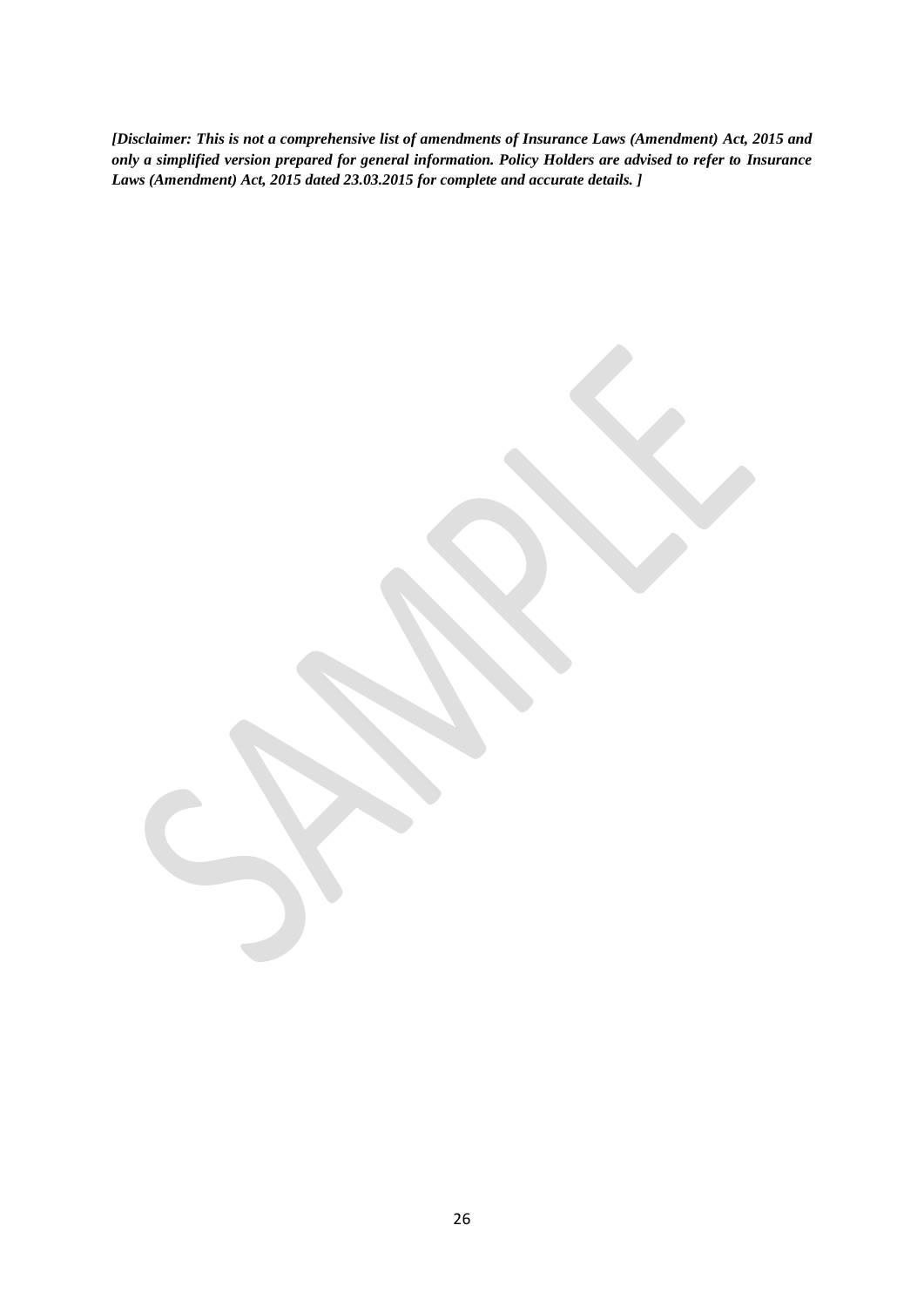***[Disclaimer: This is not a comprehensive list of amendments of Insurance Laws (Amendment) Act, 2015 and only a simplified version prepared for general information. Policy Holders are advised to refer to Insurance Laws (Amendment) Act, 2015 dated 23.03.2015 for complete and accurate details. ]***